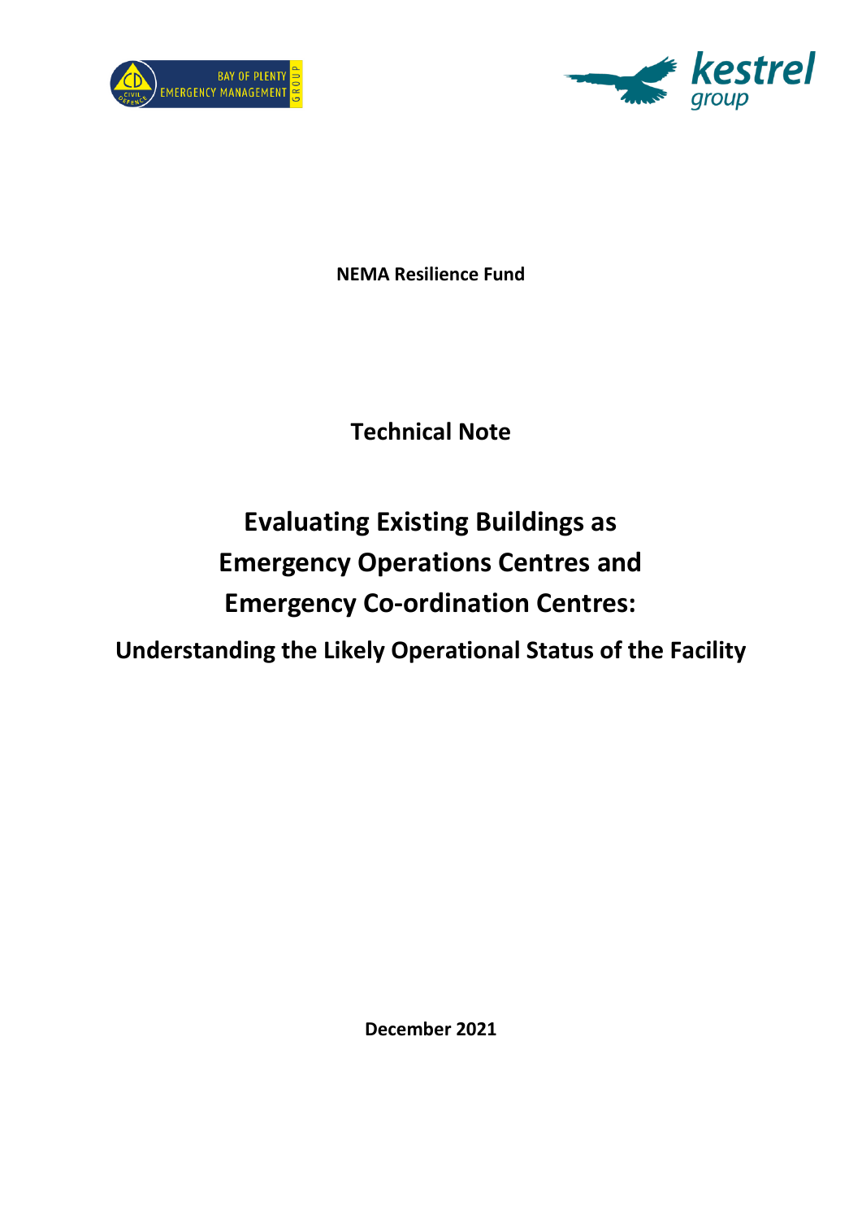BAY OF PLENTY EMERGENCY MANAGEMENT GROUP

kestrel group

**NEMA Resilience Fund**

# Technical Note

# Evaluating Existing Buildings as Emergency Operations Centres and Emergency Co-ordination Centres:

## Understanding the Likely Operational Status of the Facility

**December 2021**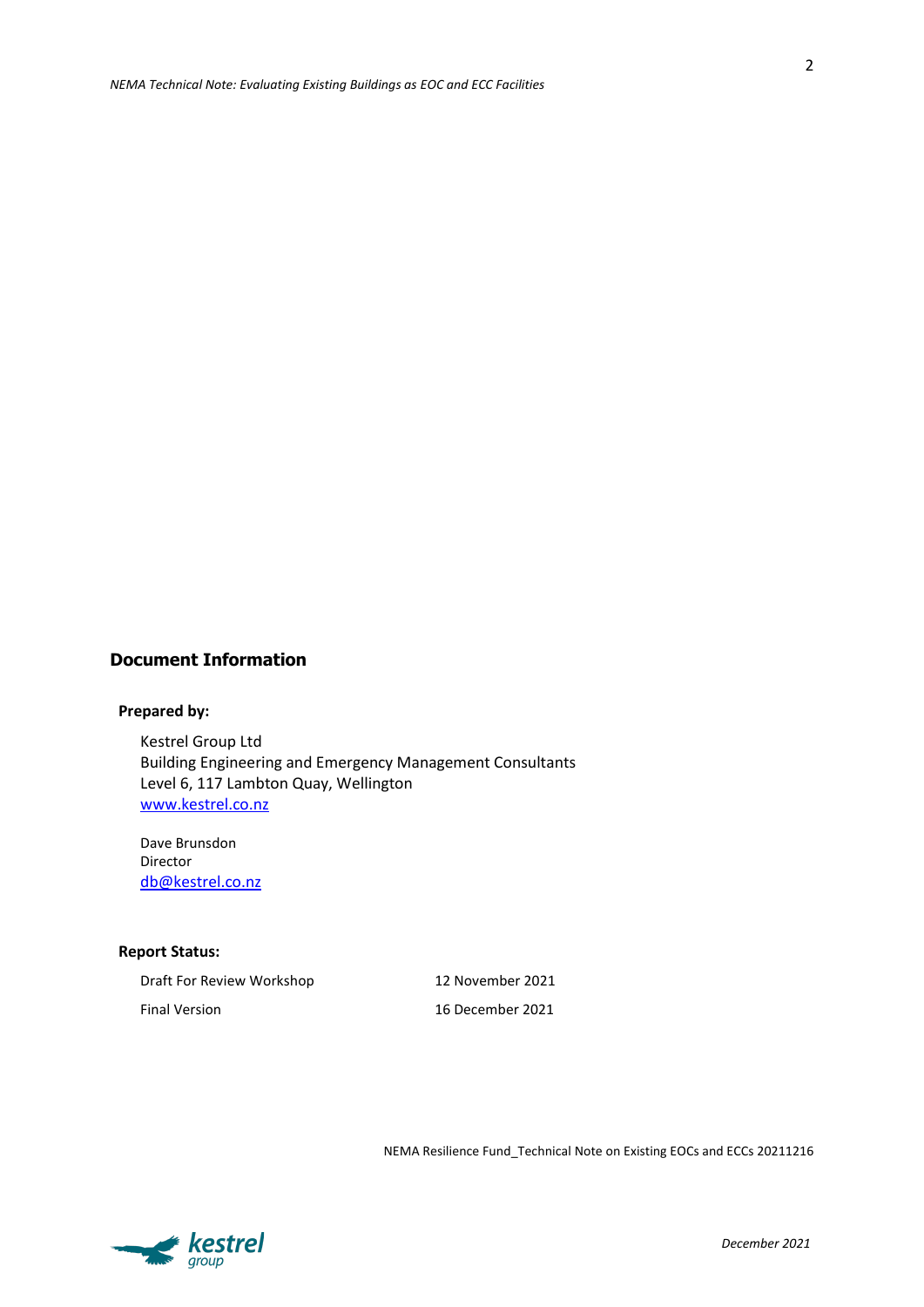## Document Information

**Prepared by:**

Kestrel Group Ltd
Building Engineering and Emergency Management Consultants
Level 6, 117 Lambton Quay, Wellington
www.kestrel.co.nz

Dave Brunsdon
Director
db@kestrel.co.nz

**Report Status:**

| | |
|---|---|
| Draft For Review Workshop | 12 November 2021 |
| Final Version | 16 December 2021 |

NEMA Resilience Fund_Technical Note on Existing EOCs and ECCs 20211216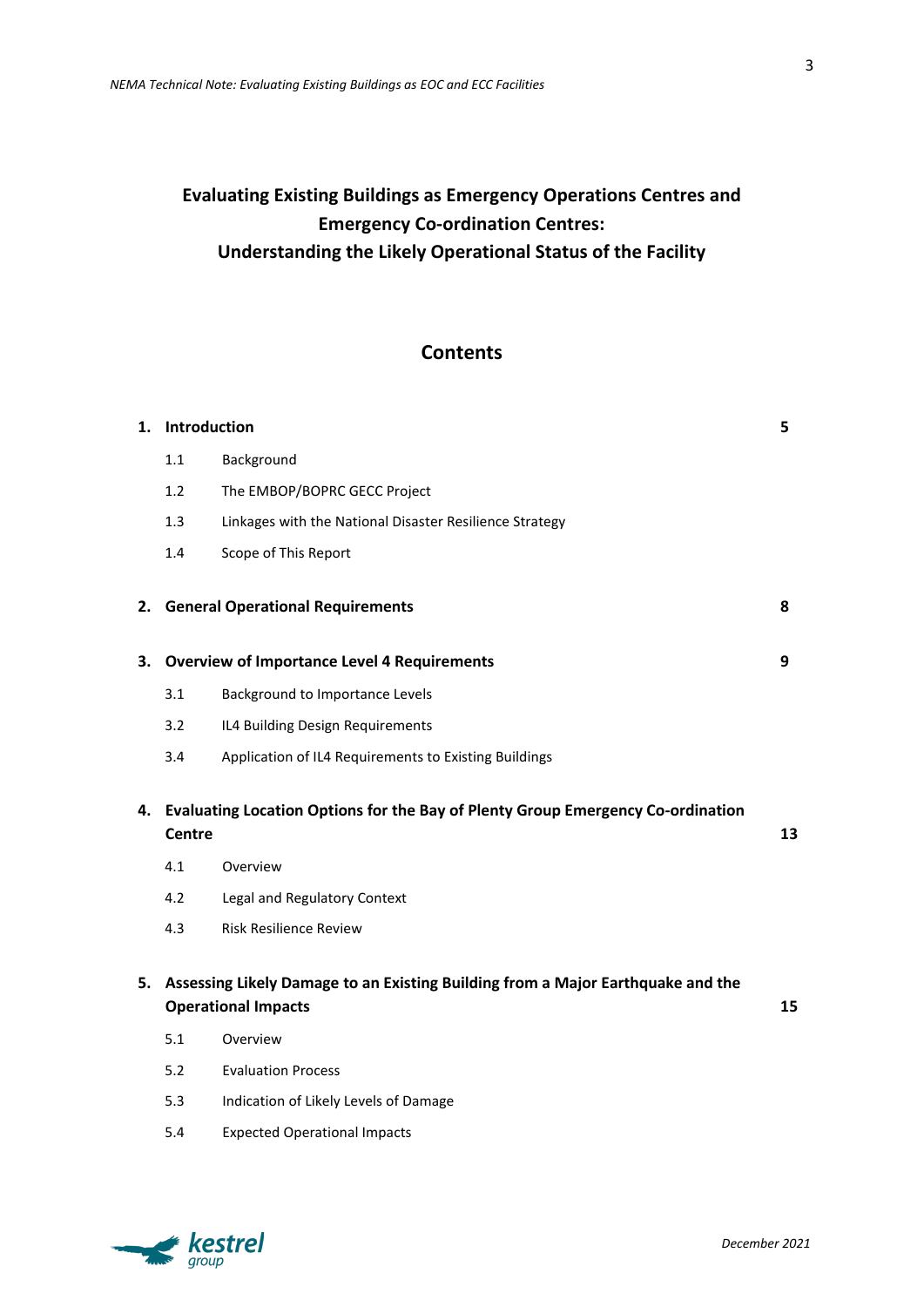# Evaluating Existing Buildings as Emergency Operations Centres and Emergency Co-ordination Centres: Understanding the Likely Operational Status of the Facility

## Contents

| | | |
|---|---|---|
| **1.** | **Introduction** | **5** |
| 1.1 | Background | |
| 1.2 | The EMBOP/BOPRC GECC Project | |
| 1.3 | Linkages with the National Disaster Resilience Strategy | |
| 1.4 | Scope of This Report | |
| **2.** | **General Operational Requirements** | **8** |
| **3.** | **Overview of Importance Level 4 Requirements** | **9** |
| 3.1 | Background to Importance Levels | |
| 3.2 | IL4 Building Design Requirements | |
| 3.4 | Application of IL4 Requirements to Existing Buildings | |
| **4.** | **Evaluating Location Options for the Bay of Plenty Group Emergency Co-ordination Centre** | **13** |
| 4.1 | Overview | |
| 4.2 | Legal and Regulatory Context | |
| 4.3 | Risk Resilience Review | |
| **5.** | **Assessing Likely Damage to an Existing Building from a Major Earthquake and the Operational Impacts** | **15** |
| 5.1 | Overview | |
| 5.2 | Evaluation Process | |
| 5.3 | Indication of Likely Levels of Damage | |
| 5.4 | Expected Operational Impacts | |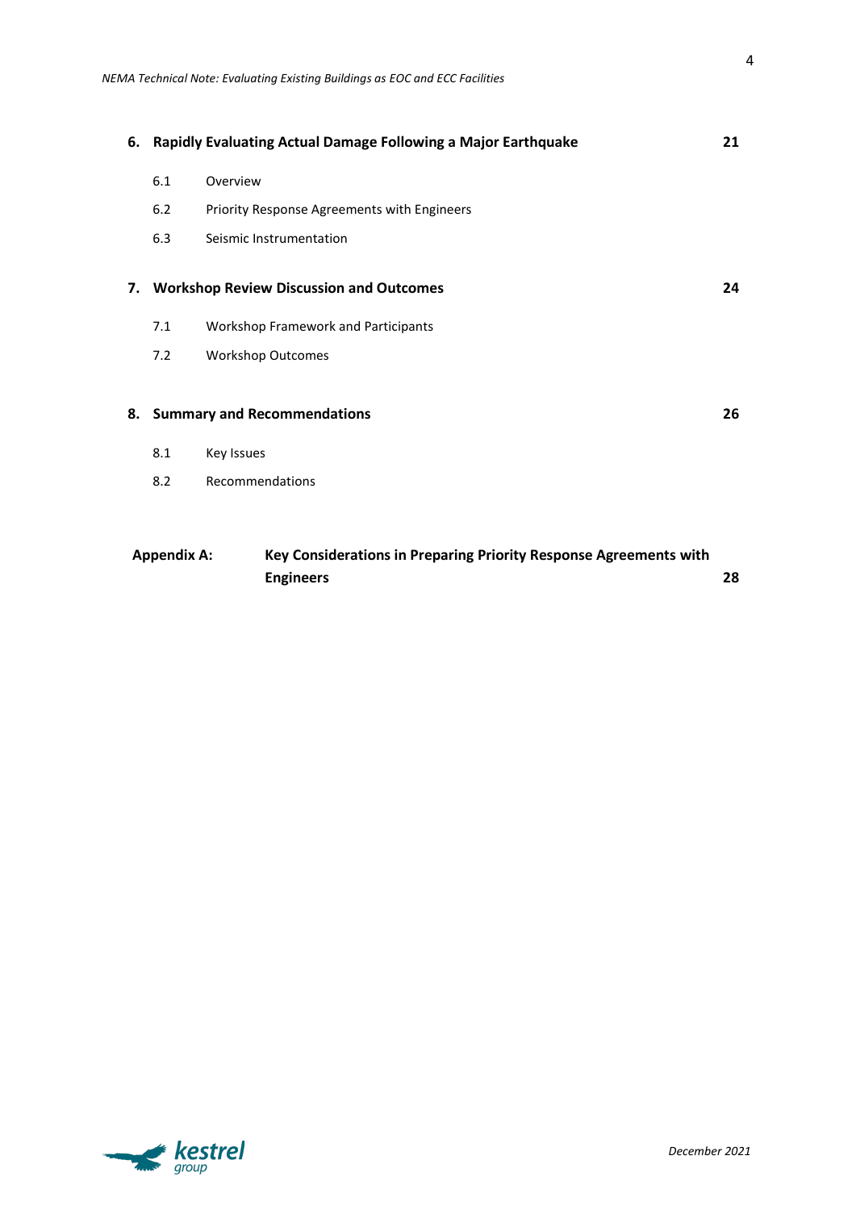| | | |
|---|---|---|
| **6.** | **Rapidly Evaluating Actual Damage Following a Major Earthquake** | **21** |
| 6.1 | Overview | |
| 6.2 | Priority Response Agreements with Engineers | |
| 6.3 | Seismic Instrumentation | |
| **7.** | **Workshop Review Discussion and Outcomes** | **24** |
| 7.1 | Workshop Framework and Participants | |
| 7.2 | Workshop Outcomes | |
| **8.** | **Summary and Recommendations** | **26** |
| 8.1 | Key Issues | |
| 8.2 | Recommendations | |
| **Appendix A:** | **Key Considerations in Preparing Priority Response Agreements with Engineers** | **28** |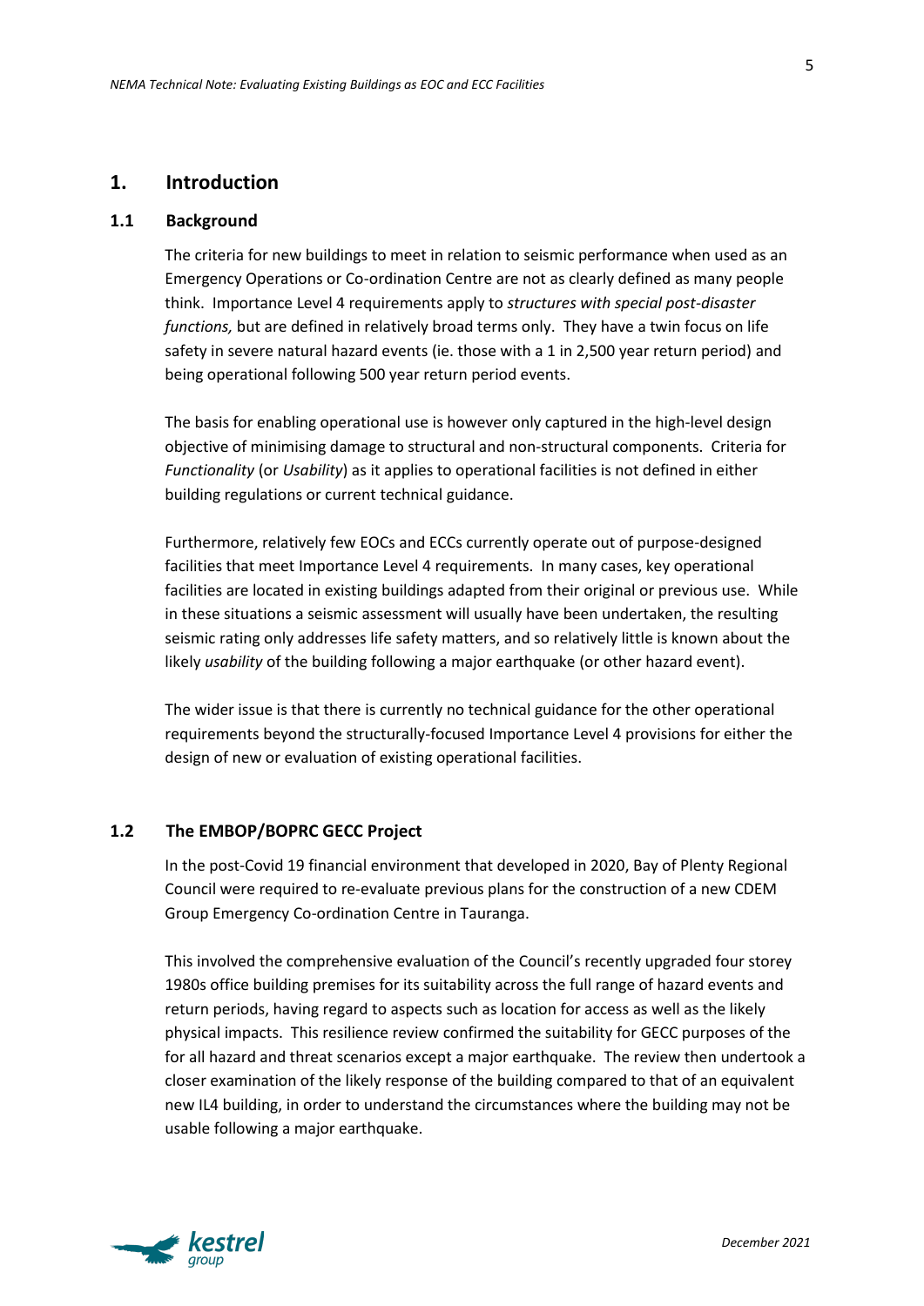# 1. Introduction

## 1.1 Background

The criteria for new buildings to meet in relation to seismic performance when used as an Emergency Operations or Co-ordination Centre are not as clearly defined as many people think. Importance Level 4 requirements apply to *structures with special post-disaster functions,* but are defined in relatively broad terms only. They have a twin focus on life safety in severe natural hazard events (ie. those with a 1 in 2,500 year return period) and being operational following 500 year return period events.

The basis for enabling operational use is however only captured in the high-level design objective of minimising damage to structural and non-structural components. Criteria for *Functionality* (or *Usability*) as it applies to operational facilities is not defined in either building regulations or current technical guidance.

Furthermore, relatively few EOCs and ECCs currently operate out of purpose-designed facilities that meet Importance Level 4 requirements. In many cases, key operational facilities are located in existing buildings adapted from their original or previous use. While in these situations a seismic assessment will usually have been undertaken, the resulting seismic rating only addresses life safety matters, and so relatively little is known about the likely *usability* of the building following a major earthquake (or other hazard event).

The wider issue is that there is currently no technical guidance for the other operational requirements beyond the structurally-focused Importance Level 4 provisions for either the design of new or evaluation of existing operational facilities.

## 1.2 The EMBOP/BOPRC GECC Project

In the post-Covid 19 financial environment that developed in 2020, Bay of Plenty Regional Council were required to re-evaluate previous plans for the construction of a new CDEM Group Emergency Co-ordination Centre in Tauranga.

This involved the comprehensive evaluation of the Council's recently upgraded four storey 1980s office building premises for its suitability across the full range of hazard events and return periods, having regard to aspects such as location for access as well as the likely physical impacts. This resilience review confirmed the suitability for GECC purposes of the for all hazard and threat scenarios except a major earthquake. The review then undertook a closer examination of the likely response of the building compared to that of an equivalent new IL4 building, in order to understand the circumstances where the building may not be usable following a major earthquake.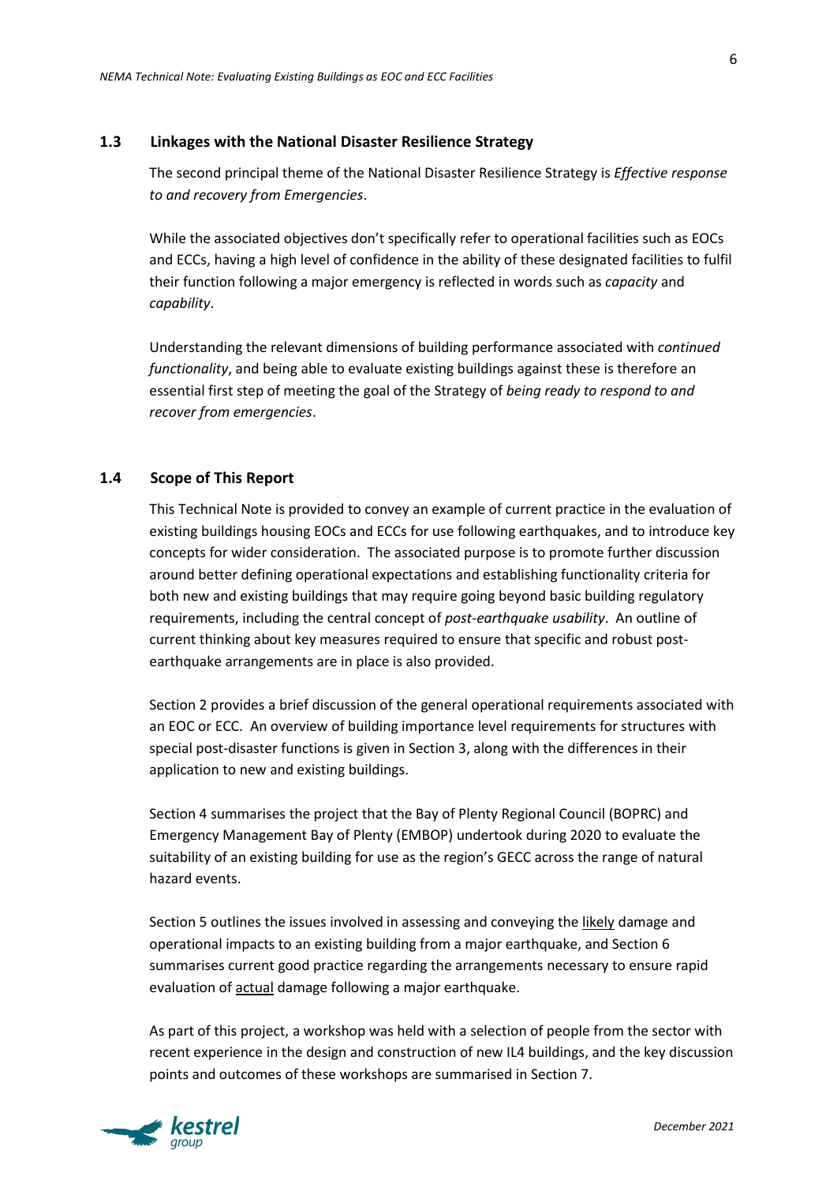## 1.3 Linkages with the National Disaster Resilience Strategy

The second principal theme of the National Disaster Resilience Strategy is *Effective response to and recovery from Emergencies*.

While the associated objectives don't specifically refer to operational facilities such as EOCs and ECCs, having a high level of confidence in the ability of these designated facilities to fulfil their function following a major emergency is reflected in words such as *capacity* and *capability*.

Understanding the relevant dimensions of building performance associated with *continued functionality*, and being able to evaluate existing buildings against these is therefore an essential first step of meeting the goal of the Strategy of *being ready to respond to and recover from emergencies*.

## 1.4 Scope of This Report

This Technical Note is provided to convey an example of current practice in the evaluation of existing buildings housing EOCs and ECCs for use following earthquakes, and to introduce key concepts for wider consideration. The associated purpose is to promote further discussion around better defining operational expectations and establishing functionality criteria for both new and existing buildings that may require going beyond basic building regulatory requirements, including the central concept of *post-earthquake usability*. An outline of current thinking about key measures required to ensure that specific and robust post-earthquake arrangements are in place is also provided.

Section 2 provides a brief discussion of the general operational requirements associated with an EOC or ECC. An overview of building importance level requirements for structures with special post-disaster functions is given in Section 3, along with the differences in their application to new and existing buildings.

Section 4 summarises the project that the Bay of Plenty Regional Council (BOPRC) and Emergency Management Bay of Plenty (EMBOP) undertook during 2020 to evaluate the suitability of an existing building for use as the region's GECC across the range of natural hazard events.

Section 5 outlines the issues involved in assessing and conveying the likely damage and operational impacts to an existing building from a major earthquake, and Section 6 summarises current good practice regarding the arrangements necessary to ensure rapid evaluation of actual damage following a major earthquake.

As part of this project, a workshop was held with a selection of people from the sector with recent experience in the design and construction of new IL4 buildings, and the key discussion points and outcomes of these workshops are summarised in Section 7.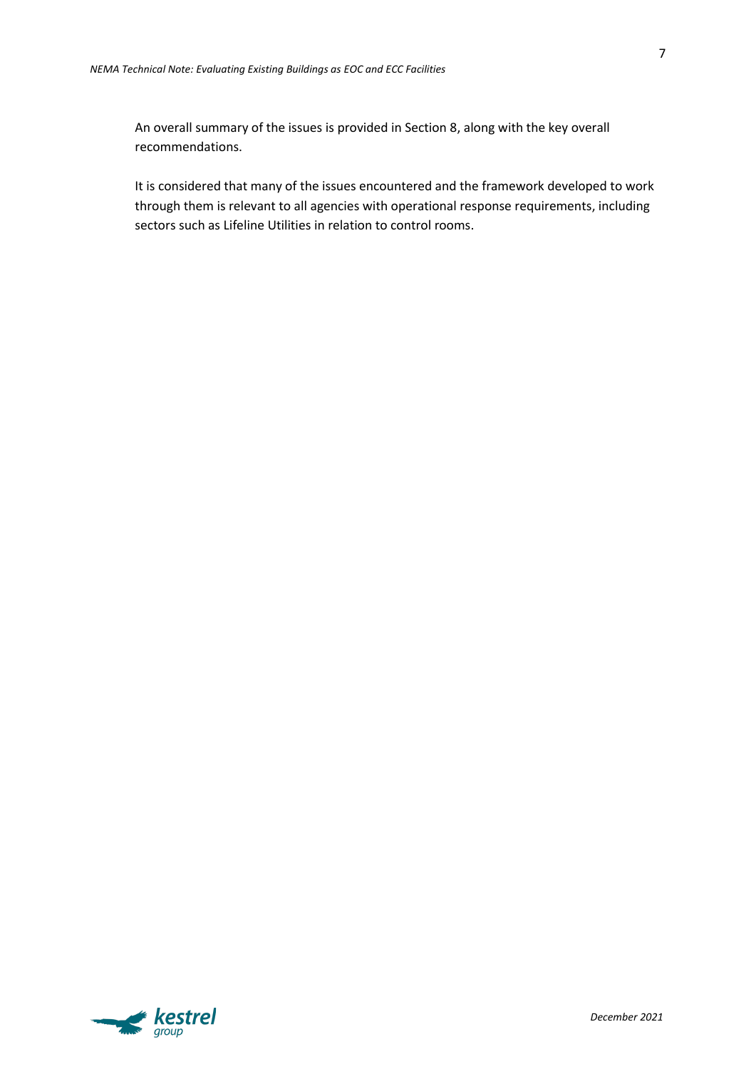An overall summary of the issues is provided in Section 8, along with the key overall recommendations.

It is considered that many of the issues encountered and the framework developed to work through them is relevant to all agencies with operational response requirements, including sectors such as Lifeline Utilities in relation to control rooms.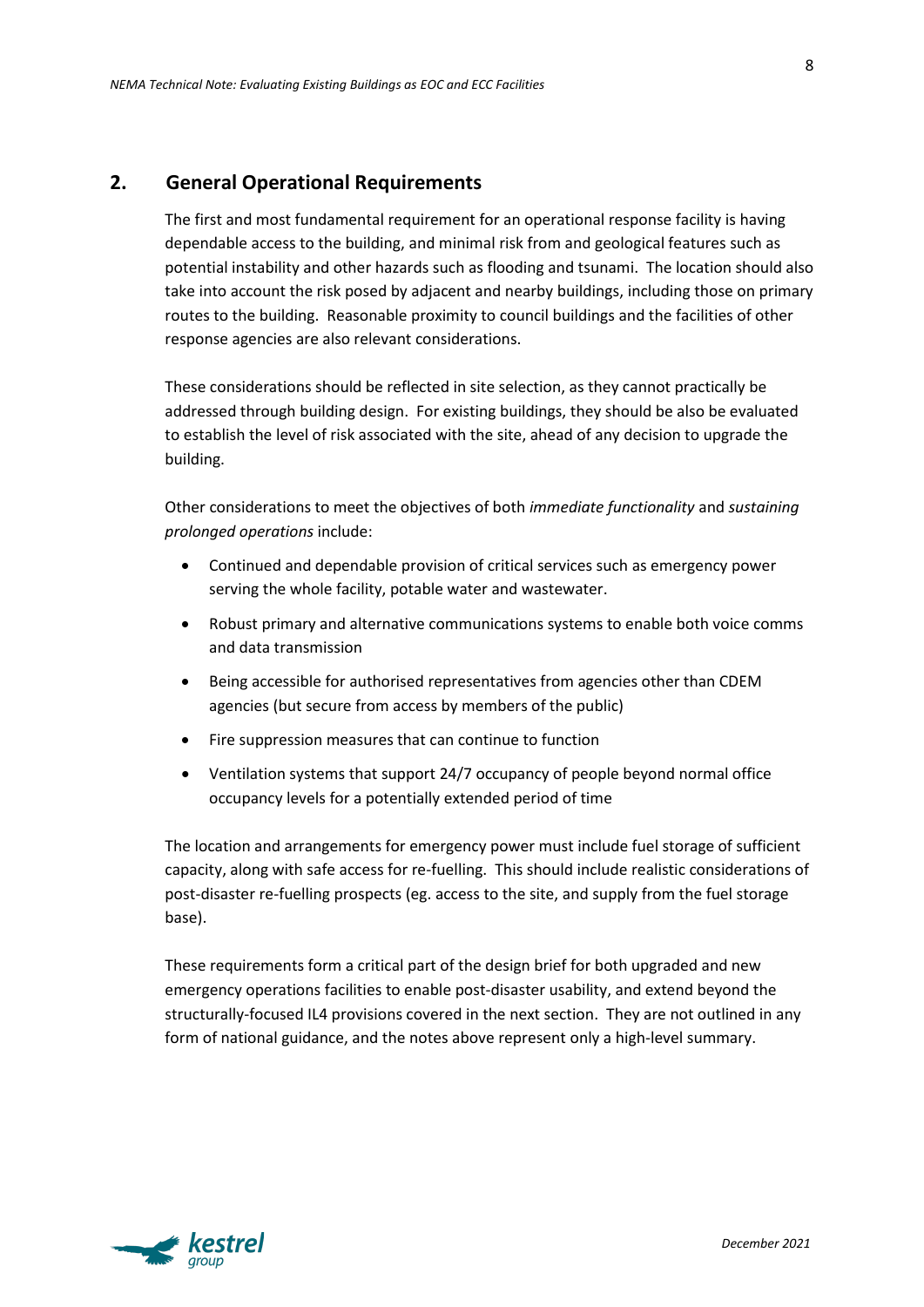## 2. General Operational Requirements

The first and most fundamental requirement for an operational response facility is having dependable access to the building, and minimal risk from and geological features such as potential instability and other hazards such as flooding and tsunami. The location should also take into account the risk posed by adjacent and nearby buildings, including those on primary routes to the building. Reasonable proximity to council buildings and the facilities of other response agencies are also relevant considerations.

These considerations should be reflected in site selection, as they cannot practically be addressed through building design. For existing buildings, they should be also be evaluated to establish the level of risk associated with the site, ahead of any decision to upgrade the building.

Other considerations to meet the objectives of both *immediate functionality* and *sustaining prolonged operations* include:

- Continued and dependable provision of critical services such as emergency power serving the whole facility, potable water and wastewater.
- Robust primary and alternative communications systems to enable both voice comms and data transmission
- Being accessible for authorised representatives from agencies other than CDEM agencies (but secure from access by members of the public)
- Fire suppression measures that can continue to function
- Ventilation systems that support 24/7 occupancy of people beyond normal office occupancy levels for a potentially extended period of time

The location and arrangements for emergency power must include fuel storage of sufficient capacity, along with safe access for re-fuelling. This should include realistic considerations of post-disaster re-fuelling prospects (eg. access to the site, and supply from the fuel storage base).

These requirements form a critical part of the design brief for both upgraded and new emergency operations facilities to enable post-disaster usability, and extend beyond the structurally-focused IL4 provisions covered in the next section. They are not outlined in any form of national guidance, and the notes above represent only a high-level summary.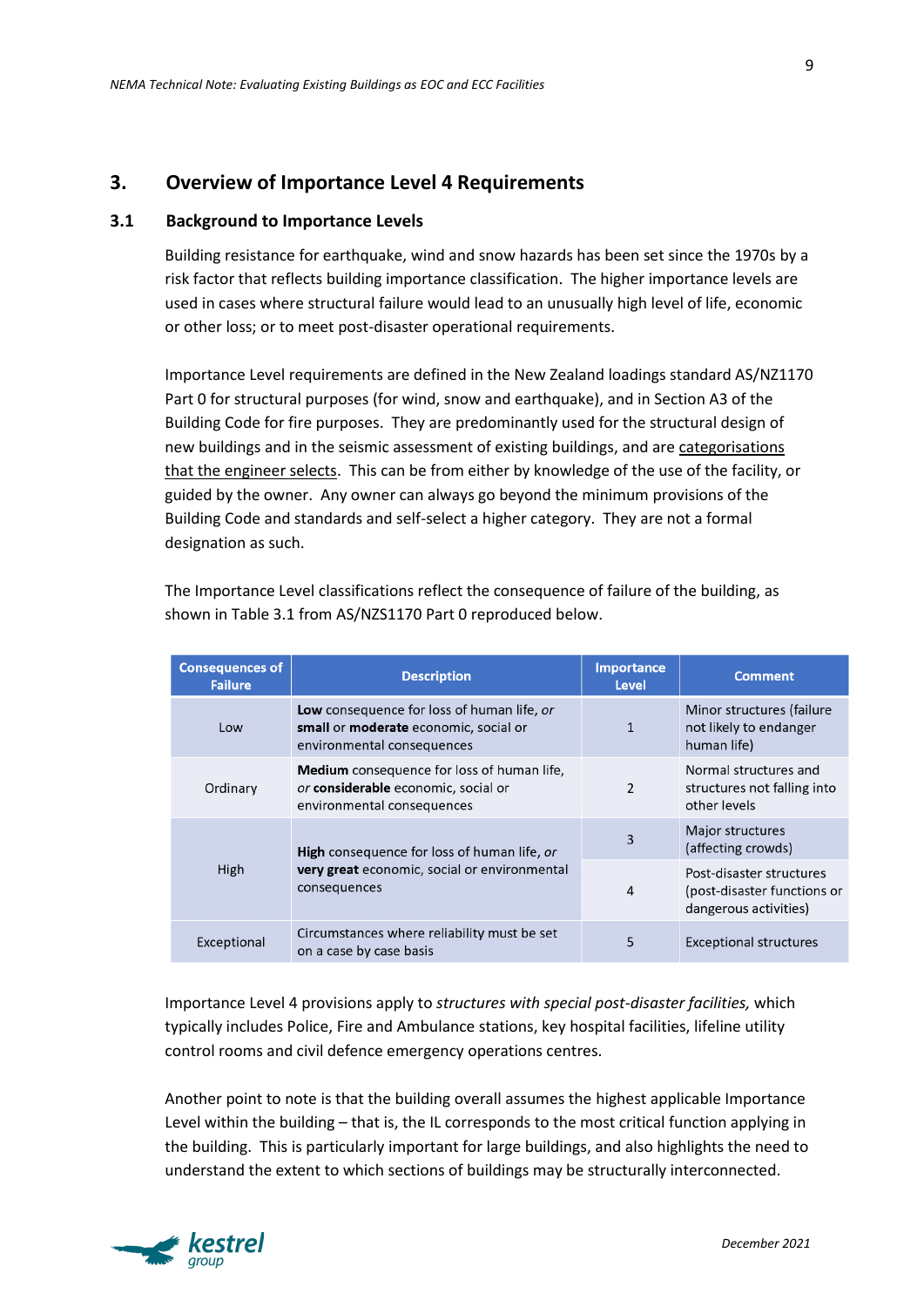## 3. Overview of Importance Level 4 Requirements

### 3.1 Background to Importance Levels

Building resistance for earthquake, wind and snow hazards has been set since the 1970s by a risk factor that reflects building importance classification. The higher importance levels are used in cases where structural failure would lead to an unusually high level of life, economic or other loss; or to meet post-disaster operational requirements.

Importance Level requirements are defined in the New Zealand loadings standard AS/NZ1170 Part 0 for structural purposes (for wind, snow and earthquake), and in Section A3 of the Building Code for fire purposes. They are predominantly used for the structural design of new buildings and in the seismic assessment of existing buildings, and are categorisations that the engineer selects. This can be from either by knowledge of the use of the facility, or guided by the owner. Any owner can always go beyond the minimum provisions of the Building Code and standards and self-select a higher category. They are not a formal designation as such.

The Importance Level classifications reflect the consequence of failure of the building, as shown in Table 3.1 from AS/NZS1170 Part 0 reproduced below.

| Consequences of Failure | Description | Importance Level | Comment |
|---|---|---|---|
| Low | **Low** consequence for loss of human life, *or* **small** or **moderate** economic, social or environmental consequences | 1 | Minor structures (failure not likely to endanger human life) |
| Ordinary | **Medium** consequence for loss of human life, *or* **considerable** economic, social or environmental consequences | 2 | Normal structures and structures not falling into other levels |
| High | **High** consequence for loss of human life, *or* **very great** economic, social or environmental consequences | 3 | Major structures (affecting crowds) |
| | | 4 | Post-disaster structures (post-disaster functions or dangerous activities) |
| Exceptional | Circumstances where reliability must be set on a case by case basis | 5 | Exceptional structures |

Importance Level 4 provisions apply to *structures with special post-disaster facilities,* which typically includes Police, Fire and Ambulance stations, key hospital facilities, lifeline utility control rooms and civil defence emergency operations centres.

Another point to note is that the building overall assumes the highest applicable Importance Level within the building – that is, the IL corresponds to the most critical function applying in the building. This is particularly important for large buildings, and also highlights the need to understand the extent to which sections of buildings may be structurally interconnected.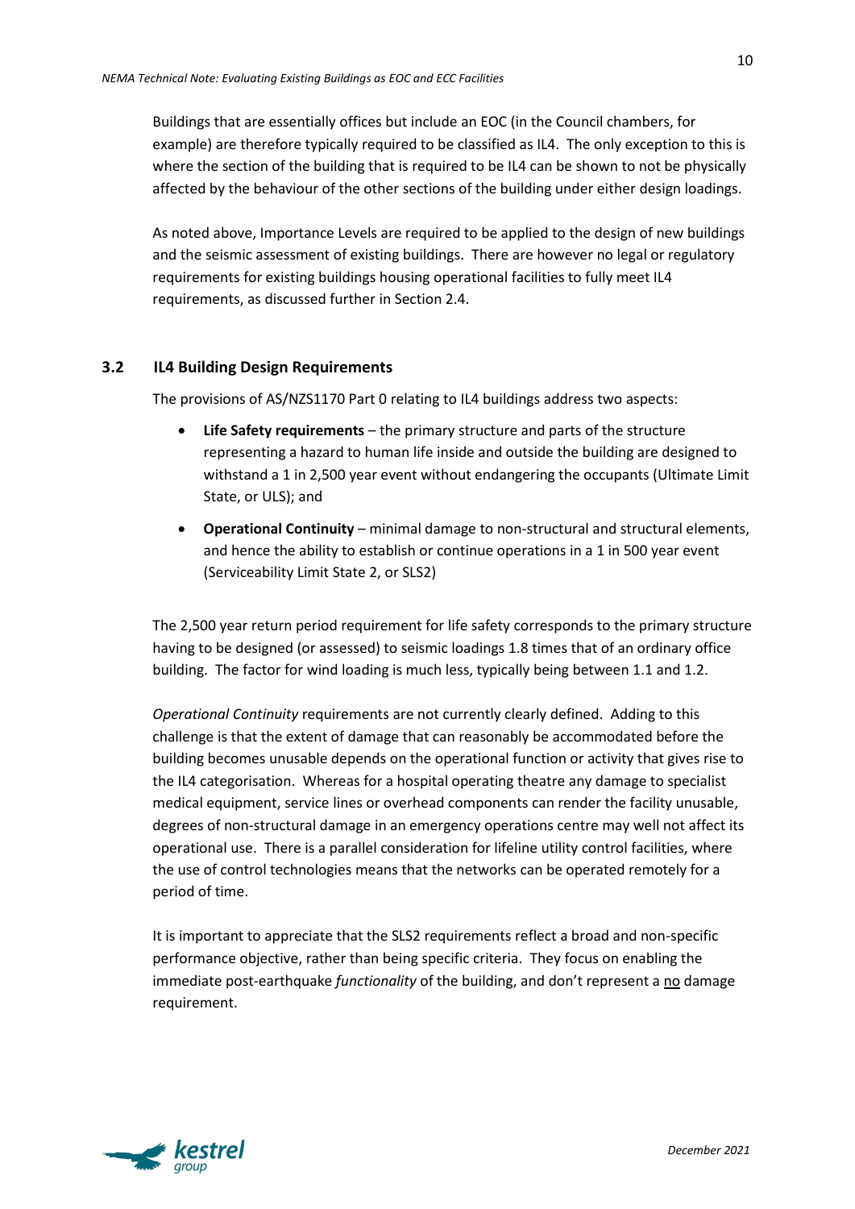Buildings that are essentially offices but include an EOC (in the Council chambers, for example) are therefore typically required to be classified as IL4. The only exception to this is where the section of the building that is required to be IL4 can be shown to not be physically affected by the behaviour of the other sections of the building under either design loadings.

As noted above, Importance Levels are required to be applied to the design of new buildings and the seismic assessment of existing buildings. There are however no legal or regulatory requirements for existing buildings housing operational facilities to fully meet IL4 requirements, as discussed further in Section 2.4.

## 3.2 IL4 Building Design Requirements

The provisions of AS/NZS1170 Part 0 relating to IL4 buildings address two aspects:

- **Life Safety requirements** – the primary structure and parts of the structure representing a hazard to human life inside and outside the building are designed to withstand a 1 in 2,500 year event without endangering the occupants (Ultimate Limit State, or ULS); and
- **Operational Continuity** – minimal damage to non-structural and structural elements, and hence the ability to establish or continue operations in a 1 in 500 year event (Serviceability Limit State 2, or SLS2)

The 2,500 year return period requirement for life safety corresponds to the primary structure having to be designed (or assessed) to seismic loadings 1.8 times that of an ordinary office building. The factor for wind loading is much less, typically being between 1.1 and 1.2.

*Operational Continuity* requirements are not currently clearly defined. Adding to this challenge is that the extent of damage that can reasonably be accommodated before the building becomes unusable depends on the operational function or activity that gives rise to the IL4 categorisation. Whereas for a hospital operating theatre any damage to specialist medical equipment, service lines or overhead components can render the facility unusable, degrees of non-structural damage in an emergency operations centre may well not affect its operational use. There is a parallel consideration for lifeline utility control facilities, where the use of control technologies means that the networks can be operated remotely for a period of time.

It is important to appreciate that the SLS2 requirements reflect a broad and non-specific performance objective, rather than being specific criteria. They focus on enabling the immediate post-earthquake *functionality* of the building, and don't represent a <u>no</u> damage requirement.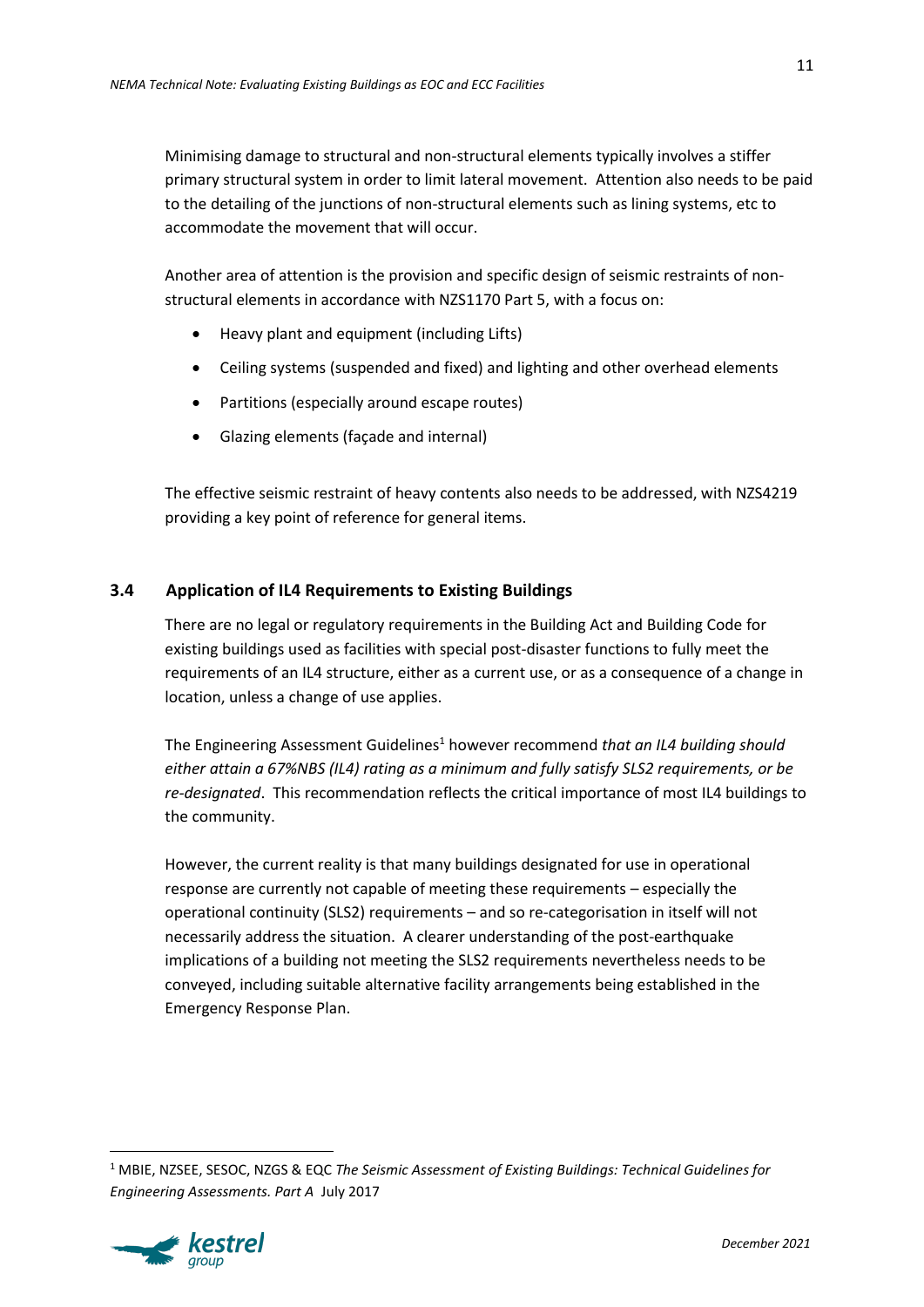Minimising damage to structural and non-structural elements typically involves a stiffer primary structural system in order to limit lateral movement. Attention also needs to be paid to the detailing of the junctions of non-structural elements such as lining systems, etc to accommodate the movement that will occur.

Another area of attention is the provision and specific design of seismic restraints of non-structural elements in accordance with NZS1170 Part 5, with a focus on:

- Heavy plant and equipment (including Lifts)
- Ceiling systems (suspended and fixed) and lighting and other overhead elements
- Partitions (especially around escape routes)
- Glazing elements (façade and internal)

The effective seismic restraint of heavy contents also needs to be addressed, with NZS4219 providing a key point of reference for general items.

## 3.4 Application of IL4 Requirements to Existing Buildings

There are no legal or regulatory requirements in the Building Act and Building Code for existing buildings used as facilities with special post-disaster functions to fully meet the requirements of an IL4 structure, either as a current use, or as a consequence of a change in location, unless a change of use applies.

The Engineering Assessment Guidelines[1] however recommend *that an IL4 building should either attain a 67%NBS (IL4) rating as a minimum and fully satisfy SLS2 requirements, or be re-designated*. This recommendation reflects the critical importance of most IL4 buildings to the community.

However, the current reality is that many buildings designated for use in operational response are currently not capable of meeting these requirements – especially the operational continuity (SLS2) requirements – and so re-categorisation in itself will not necessarily address the situation. A clearer understanding of the post-earthquake implications of a building not meeting the SLS2 requirements nevertheless needs to be conveyed, including suitable alternative facility arrangements being established in the Emergency Response Plan.

[1] MBIE, NZSEE, SESOC, NZGS & EQC *The Seismic Assessment of Existing Buildings: Technical Guidelines for Engineering Assessments. Part A* July 2017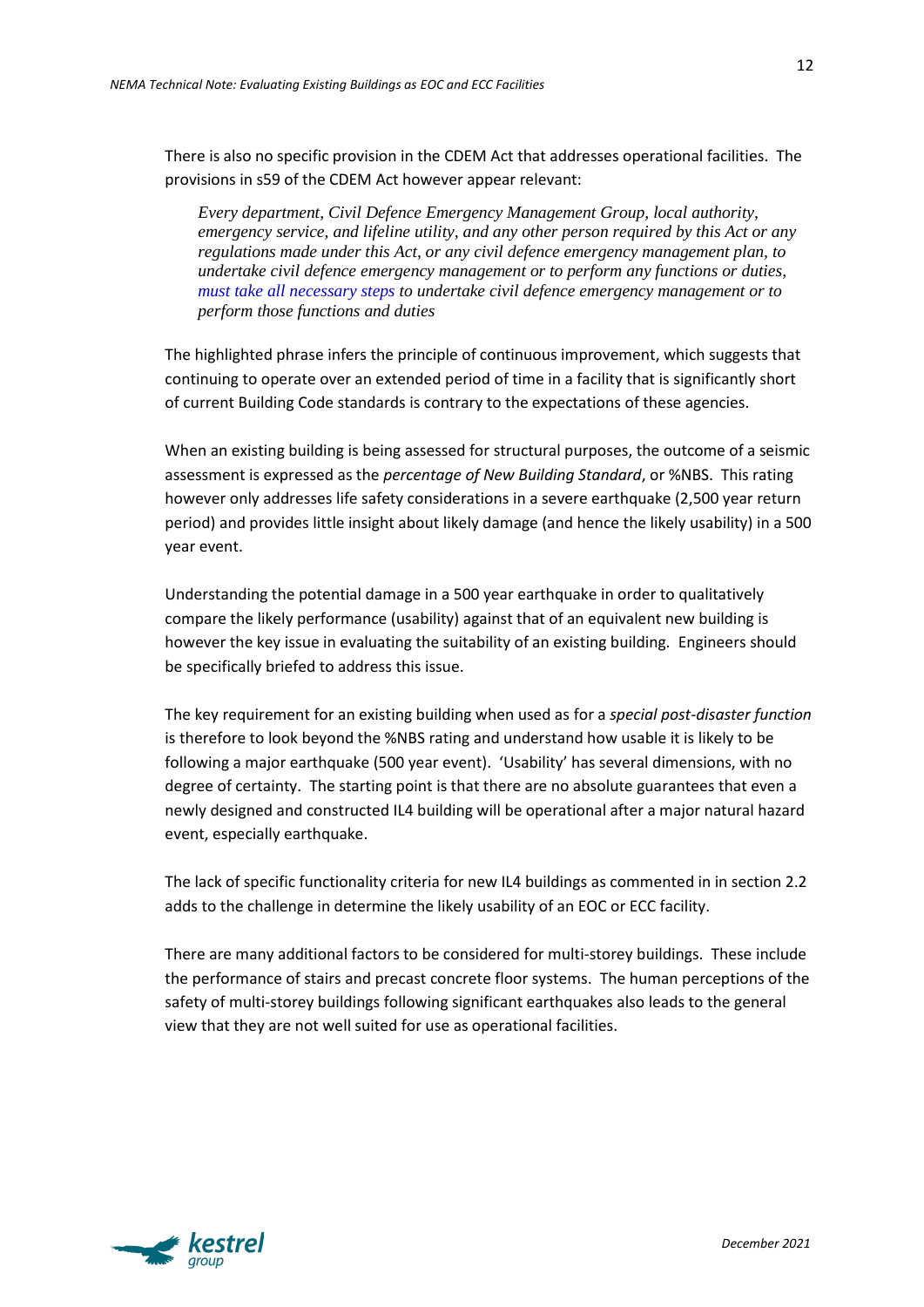There is also no specific provision in the CDEM Act that addresses operational facilities. The provisions in s59 of the CDEM Act however appear relevant:

> *Every department, Civil Defence Emergency Management Group, local authority, emergency service, and lifeline utility, and any other person required by this Act or any regulations made under this Act, or any civil defence emergency management plan, to undertake civil defence emergency management or to perform any functions or duties, must take all necessary steps to undertake civil defence emergency management or to perform those functions and duties*

The highlighted phrase infers the principle of continuous improvement, which suggests that continuing to operate over an extended period of time in a facility that is significantly short of current Building Code standards is contrary to the expectations of these agencies.

When an existing building is being assessed for structural purposes, the outcome of a seismic assessment is expressed as the *percentage of New Building Standard*, or %NBS. This rating however only addresses life safety considerations in a severe earthquake (2,500 year return period) and provides little insight about likely damage (and hence the likely usability) in a 500 year event.

Understanding the potential damage in a 500 year earthquake in order to qualitatively compare the likely performance (usability) against that of an equivalent new building is however the key issue in evaluating the suitability of an existing building. Engineers should be specifically briefed to address this issue.

The key requirement for an existing building when used as for a *special post-disaster function* is therefore to look beyond the %NBS rating and understand how usable it is likely to be following a major earthquake (500 year event). 'Usability' has several dimensions, with no degree of certainty. The starting point is that there are no absolute guarantees that even a newly designed and constructed IL4 building will be operational after a major natural hazard event, especially earthquake.

The lack of specific functionality criteria for new IL4 buildings as commented in in section 2.2 adds to the challenge in determine the likely usability of an EOC or ECC facility.

There are many additional factors to be considered for multi-storey buildings. These include the performance of stairs and precast concrete floor systems. The human perceptions of the safety of multi-storey buildings following significant earthquakes also leads to the general view that they are not well suited for use as operational facilities.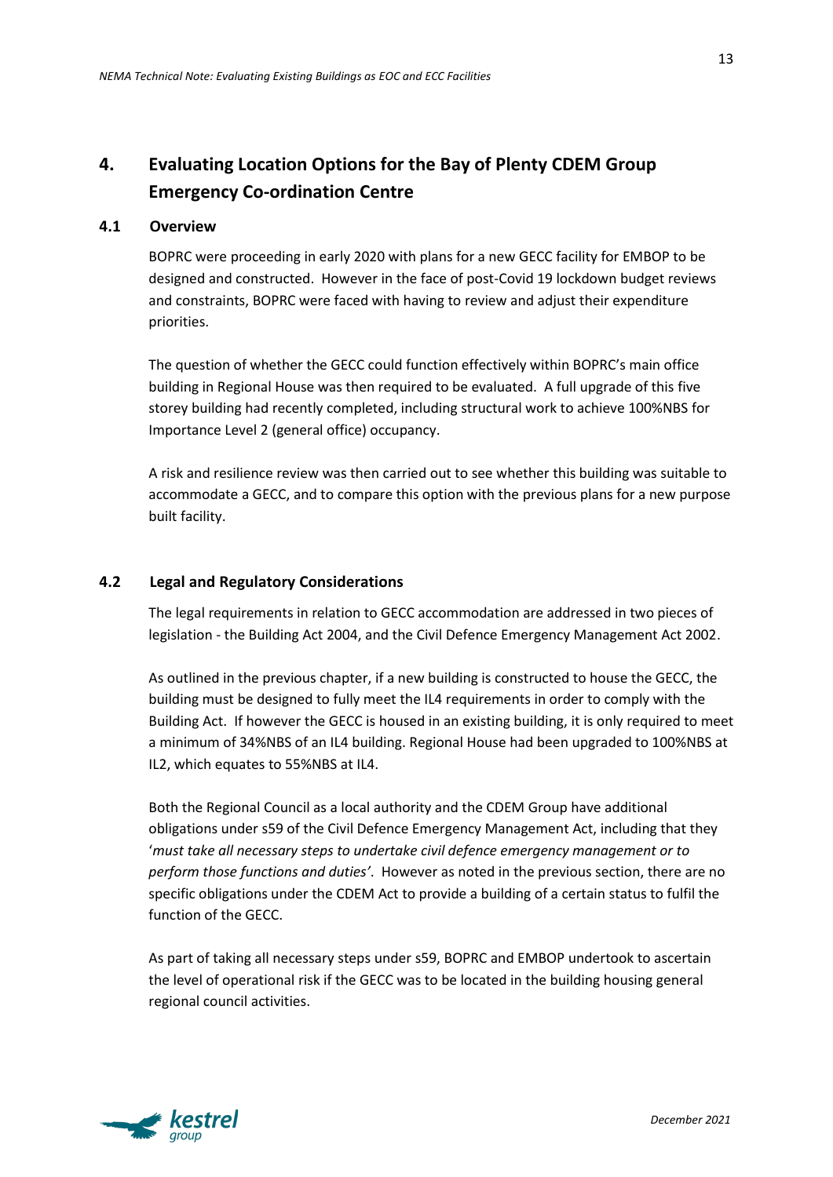# 4. Evaluating Location Options for the Bay of Plenty CDEM Group Emergency Co-ordination Centre

## 4.1 Overview

BOPRC were proceeding in early 2020 with plans for a new GECC facility for EMBOP to be designed and constructed. However in the face of post-Covid 19 lockdown budget reviews and constraints, BOPRC were faced with having to review and adjust their expenditure priorities.

The question of whether the GECC could function effectively within BOPRC's main office building in Regional House was then required to be evaluated. A full upgrade of this five storey building had recently completed, including structural work to achieve 100%NBS for Importance Level 2 (general office) occupancy.

A risk and resilience review was then carried out to see whether this building was suitable to accommodate a GECC, and to compare this option with the previous plans for a new purpose built facility.

## 4.2 Legal and Regulatory Considerations

The legal requirements in relation to GECC accommodation are addressed in two pieces of legislation - the Building Act 2004, and the Civil Defence Emergency Management Act 2002.

As outlined in the previous chapter, if a new building is constructed to house the GECC, the building must be designed to fully meet the IL4 requirements in order to comply with the Building Act. If however the GECC is housed in an existing building, it is only required to meet a minimum of 34%NBS of an IL4 building. Regional House had been upgraded to 100%NBS at IL2, which equates to 55%NBS at IL4.

Both the Regional Council as a local authority and the CDEM Group have additional obligations under s59 of the Civil Defence Emergency Management Act, including that they '*must take all necessary steps to undertake civil defence emergency management or to perform those functions and duties'*. However as noted in the previous section, there are no specific obligations under the CDEM Act to provide a building of a certain status to fulfil the function of the GECC.

As part of taking all necessary steps under s59, BOPRC and EMBOP undertook to ascertain the level of operational risk if the GECC was to be located in the building housing general regional council activities.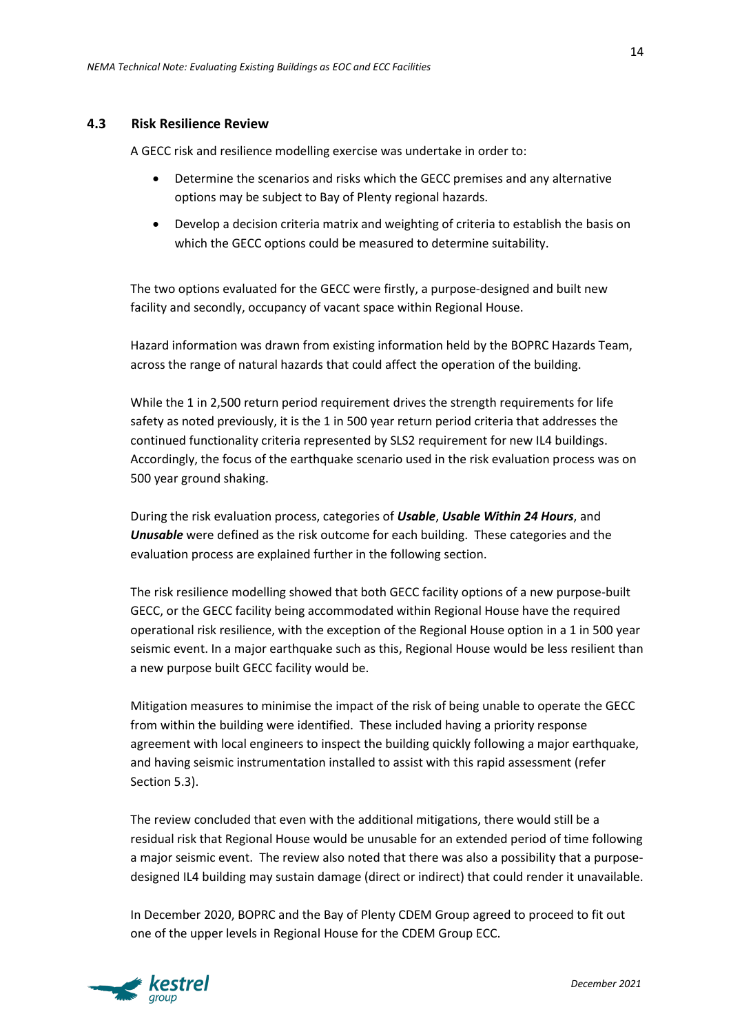## 4.3 Risk Resilience Review

A GECC risk and resilience modelling exercise was undertake in order to:

- Determine the scenarios and risks which the GECC premises and any alternative options may be subject to Bay of Plenty regional hazards.
- Develop a decision criteria matrix and weighting of criteria to establish the basis on which the GECC options could be measured to determine suitability.

The two options evaluated for the GECC were firstly, a purpose-designed and built new facility and secondly, occupancy of vacant space within Regional House.

Hazard information was drawn from existing information held by the BOPRC Hazards Team, across the range of natural hazards that could affect the operation of the building.

While the 1 in 2,500 return period requirement drives the strength requirements for life safety as noted previously, it is the 1 in 500 year return period criteria that addresses the continued functionality criteria represented by SLS2 requirement for new IL4 buildings. Accordingly, the focus of the earthquake scenario used in the risk evaluation process was on 500 year ground shaking.

During the risk evaluation process, categories of ***Usable***, ***Usable Within 24 Hours***, and ***Unusable*** were defined as the risk outcome for each building. These categories and the evaluation process are explained further in the following section.

The risk resilience modelling showed that both GECC facility options of a new purpose-built GECC, or the GECC facility being accommodated within Regional House have the required operational risk resilience, with the exception of the Regional House option in a 1 in 500 year seismic event. In a major earthquake such as this, Regional House would be less resilient than a new purpose built GECC facility would be.

Mitigation measures to minimise the impact of the risk of being unable to operate the GECC from within the building were identified. These included having a priority response agreement with local engineers to inspect the building quickly following a major earthquake, and having seismic instrumentation installed to assist with this rapid assessment (refer Section 5.3).

The review concluded that even with the additional mitigations, there would still be a residual risk that Regional House would be unusable for an extended period of time following a major seismic event. The review also noted that there was also a possibility that a purpose-designed IL4 building may sustain damage (direct or indirect) that could render it unavailable.

In December 2020, BOPRC and the Bay of Plenty CDEM Group agreed to proceed to fit out one of the upper levels in Regional House for the CDEM Group ECC.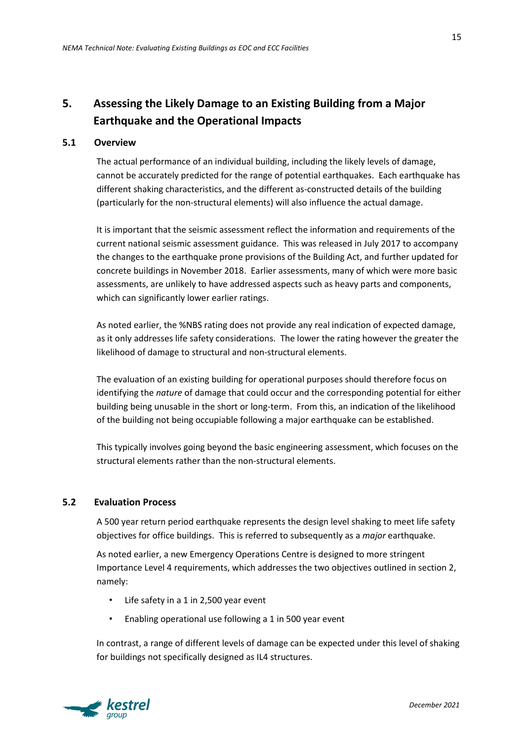# 5. Assessing the Likely Damage to an Existing Building from a Major Earthquake and the Operational Impacts

## 5.1 Overview

The actual performance of an individual building, including the likely levels of damage, cannot be accurately predicted for the range of potential earthquakes. Each earthquake has different shaking characteristics, and the different as-constructed details of the building (particularly for the non-structural elements) will also influence the actual damage.

It is important that the seismic assessment reflect the information and requirements of the current national seismic assessment guidance. This was released in July 2017 to accompany the changes to the earthquake prone provisions of the Building Act, and further updated for concrete buildings in November 2018. Earlier assessments, many of which were more basic assessments, are unlikely to have addressed aspects such as heavy parts and components, which can significantly lower earlier ratings.

As noted earlier, the %NBS rating does not provide any real indication of expected damage, as it only addresses life safety considerations. The lower the rating however the greater the likelihood of damage to structural and non-structural elements.

The evaluation of an existing building for operational purposes should therefore focus on identifying the *nature* of damage that could occur and the corresponding potential for either building being unusable in the short or long-term. From this, an indication of the likelihood of the building not being occupiable following a major earthquake can be established.

This typically involves going beyond the basic engineering assessment, which focuses on the structural elements rather than the non-structural elements.

## 5.2 Evaluation Process

A 500 year return period earthquake represents the design level shaking to meet life safety objectives for office buildings. This is referred to subsequently as a *major* earthquake.

As noted earlier, a new Emergency Operations Centre is designed to more stringent Importance Level 4 requirements, which addresses the two objectives outlined in section 2, namely:

- Life safety in a 1 in 2,500 year event
- Enabling operational use following a 1 in 500 year event

In contrast, a range of different levels of damage can be expected under this level of shaking for buildings not specifically designed as IL4 structures.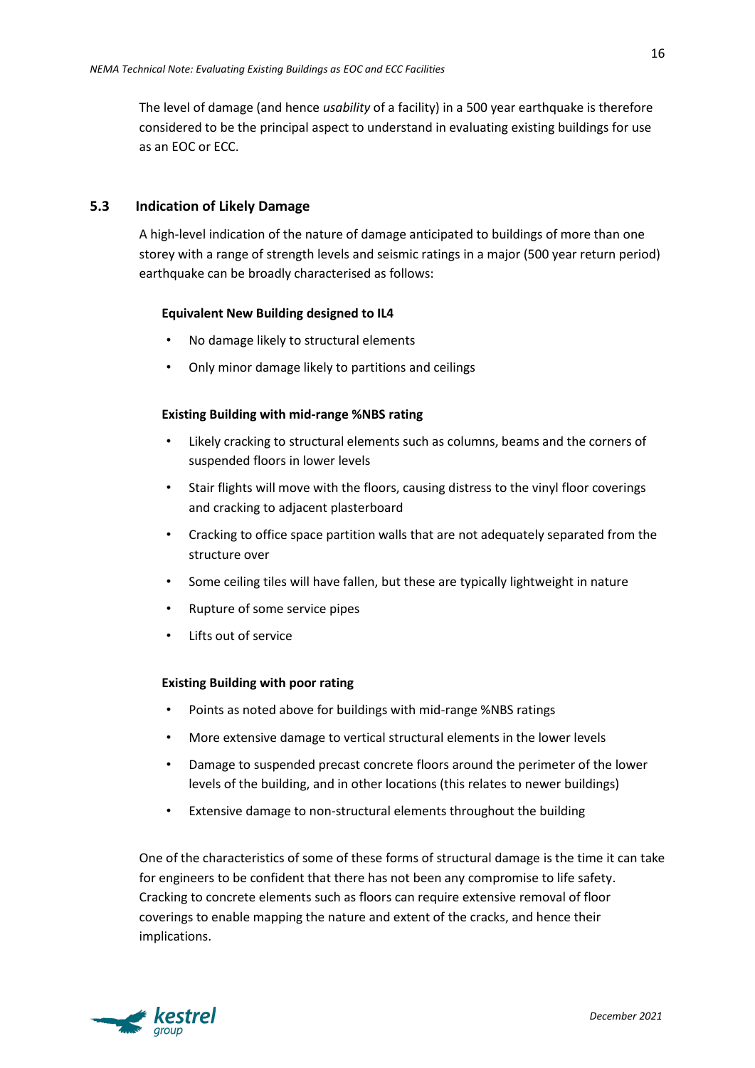The level of damage (and hence *usability* of a facility) in a 500 year earthquake is therefore considered to be the principal aspect to understand in evaluating existing buildings for use as an EOC or ECC.

## 5.3 Indication of Likely Damage

A high-level indication of the nature of damage anticipated to buildings of more than one storey with a range of strength levels and seismic ratings in a major (500 year return period) earthquake can be broadly characterised as follows:

**Equivalent New Building designed to IL4**

- No damage likely to structural elements
- Only minor damage likely to partitions and ceilings

**Existing Building with mid-range %NBS rating**

- Likely cracking to structural elements such as columns, beams and the corners of suspended floors in lower levels
- Stair flights will move with the floors, causing distress to the vinyl floor coverings and cracking to adjacent plasterboard
- Cracking to office space partition walls that are not adequately separated from the structure over
- Some ceiling tiles will have fallen, but these are typically lightweight in nature
- Rupture of some service pipes
- Lifts out of service

**Existing Building with poor rating**

- Points as noted above for buildings with mid-range %NBS ratings
- More extensive damage to vertical structural elements in the lower levels
- Damage to suspended precast concrete floors around the perimeter of the lower levels of the building, and in other locations (this relates to newer buildings)
- Extensive damage to non-structural elements throughout the building

One of the characteristics of some of these forms of structural damage is the time it can take for engineers to be confident that there has not been any compromise to life safety. Cracking to concrete elements such as floors can require extensive removal of floor coverings to enable mapping the nature and extent of the cracks, and hence their implications.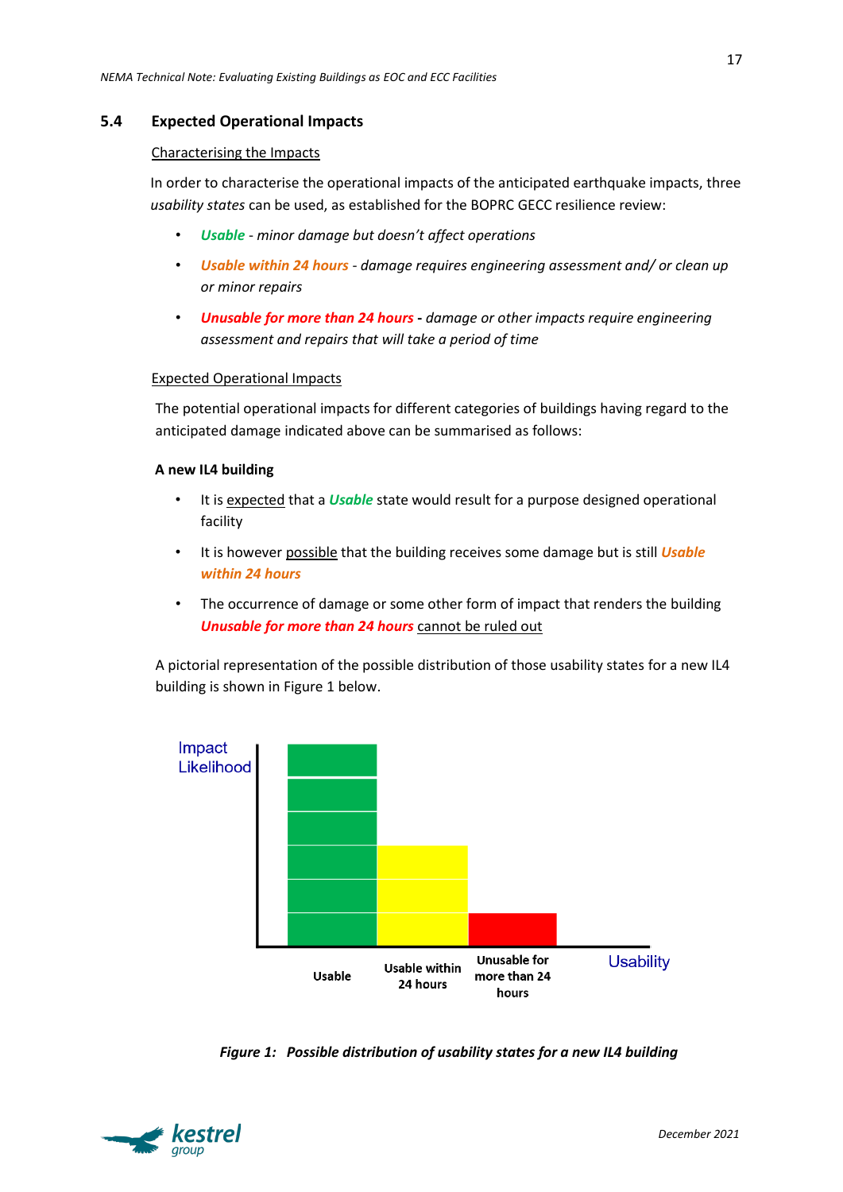## 5.4 Expected Operational Impacts

Characterising the Impacts

In order to characterise the operational impacts of the anticipated earthquake impacts, three *usability states* can be used, as established for the BOPRC GECC resilience review:

- ***Usable*** *- minor damage but doesn't affect operations*
- ***Usable within 24 hours*** *- damage requires engineering assessment and/ or clean up or minor repairs*
- ***Unusable for more than 24 hours*** **-** *damage or other impacts require engineering assessment and repairs that will take a period of time*

Expected Operational Impacts

The potential operational impacts for different categories of buildings having regard to the anticipated damage indicated above can be summarised as follows:

**A new IL4 building**

- It is expected that a ***Usable*** state would result for a purpose designed operational facility
- It is however possible that the building receives some damage but is still ***Usable within 24 hours***
- The occurrence of damage or some other form of impact that renders the building ***Unusable for more than 24 hours*** cannot be ruled out

A pictorial representation of the possible distribution of those usability states for a new IL4 building is shown in Figure 1 below.

Impact Likelihood

Usable | Usable within 24 hours | Unusable for more than 24 hours

Usability

***Figure 1: Possible distribution of usability states for a new IL4 building***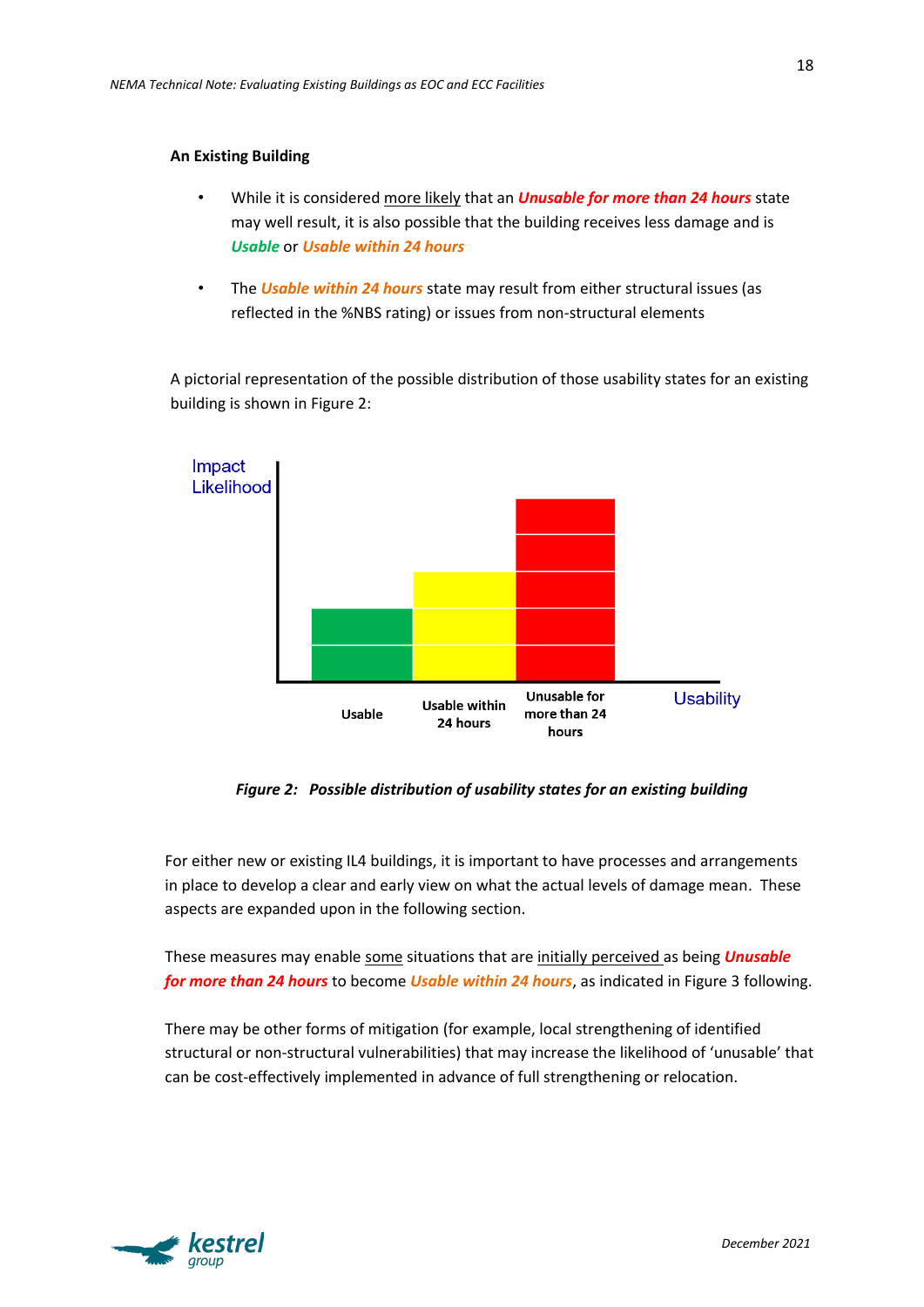**An Existing Building**

- While it is considered more likely that an ***Unusable for more than 24 hours*** state may well result, it is also possible that the building receives less damage and is ***Usable*** or ***Usable within 24 hours***
- The ***Usable within 24 hours*** state may result from either structural issues (as reflected in the %NBS rating) or issues from non-structural elements

A pictorial representation of the possible distribution of those usability states for an existing building is shown in Figure 2:

***Figure 2: Possible distribution of usability states for an existing building***

For either new or existing IL4 buildings, it is important to have processes and arrangements in place to develop a clear and early view on what the actual levels of damage mean. These aspects are expanded upon in the following section.

These measures may enable some situations that are initially perceived as being ***Unusable for more than 24 hours*** to become ***Usable within 24 hours***, as indicated in Figure 3 following.

There may be other forms of mitigation (for example, local strengthening of identified structural or non-structural vulnerabilities) that may increase the likelihood of 'unusable' that can be cost-effectively implemented in advance of full strengthening or relocation.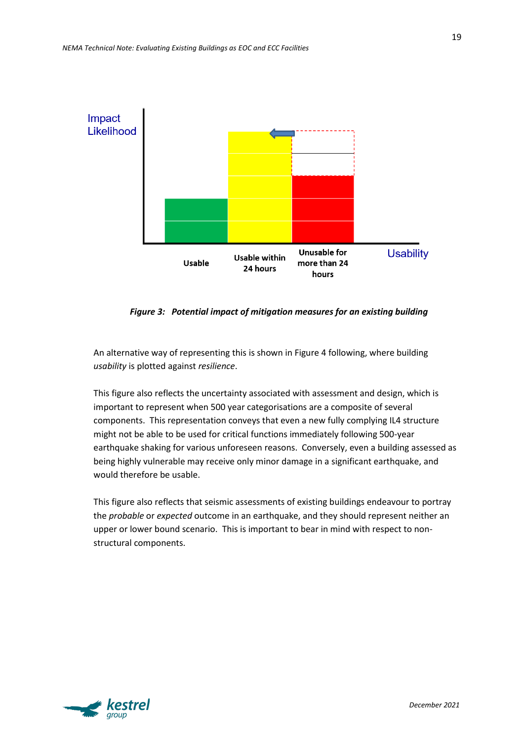Impact Likelihood

Usable | Usable within 24 hours | Unusable for more than 24 hours | Usability

*Figure 3: Potential impact of mitigation measures for an existing building*

An alternative way of representing this is shown in Figure 4 following, where building *usability* is plotted against *resilience*.

This figure also reflects the uncertainty associated with assessment and design, which is important to represent when 500 year categorisations are a composite of several components. This representation conveys that even a new fully complying IL4 structure might not be able to be used for critical functions immediately following 500-year earthquake shaking for various unforeseen reasons. Conversely, even a building assessed as being highly vulnerable may receive only minor damage in a significant earthquake, and would therefore be usable.

This figure also reflects that seismic assessments of existing buildings endeavour to portray the *probable* or *expected* outcome in an earthquake, and they should represent neither an upper or lower bound scenario. This is important to bear in mind with respect to non-structural components.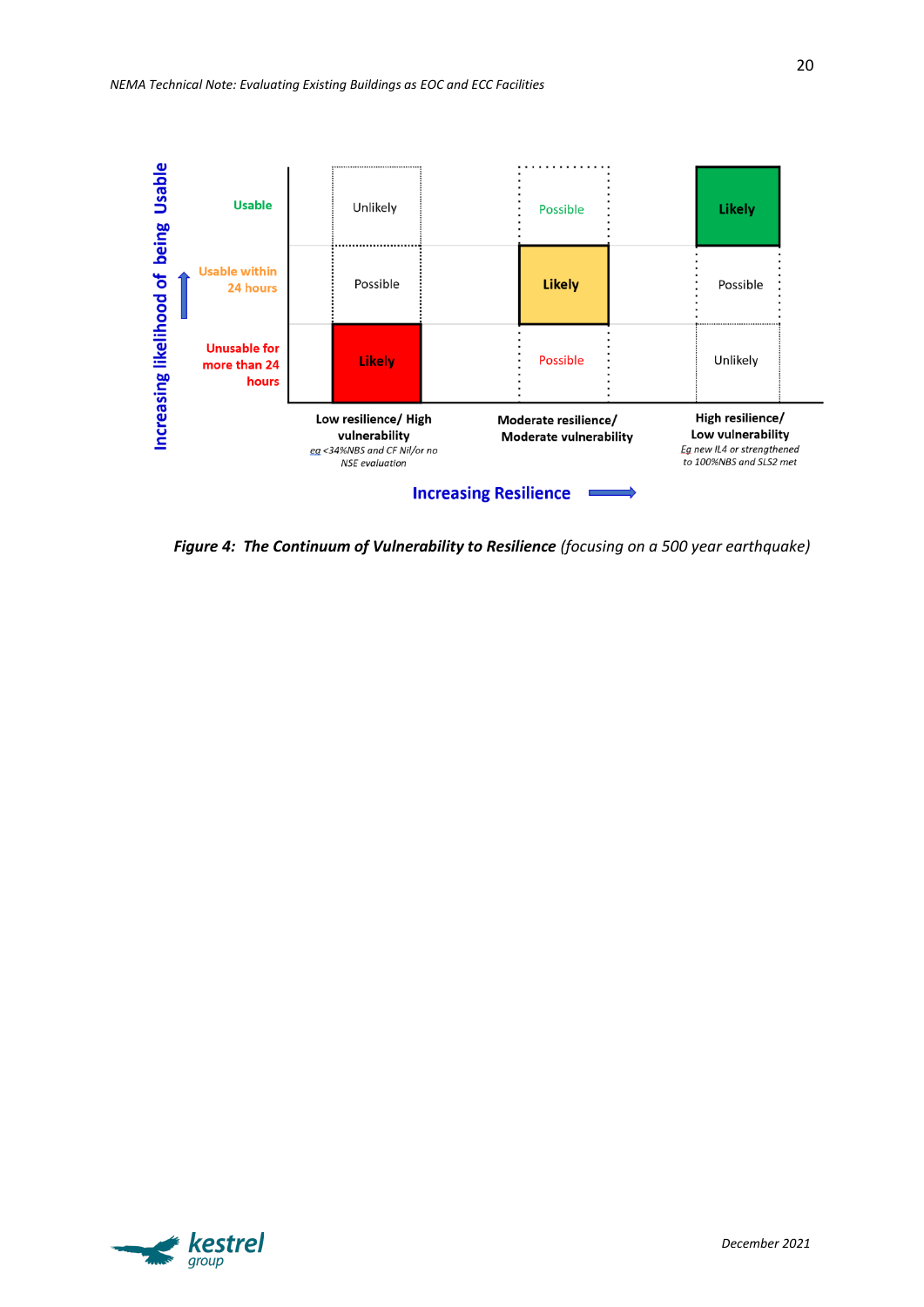| Increasing likelihood of being Usable | Low resilience/ High vulnerability<br>*eg <34%NBS and CF Nil/or no NSE evaluation* | Moderate resilience/ Moderate vulnerability | High resilience/ Low vulnerability<br>*Eg new IL4 or strengthened to 100%NBS and SLS2 met* |
|---|---|---|---|
| **Usable** | Unlikely | Possible | **Likely** |
| **Usable within 24 hours** | Possible | **Likely** | Possible |
| **Unusable for more than 24 hours** | **Likely** | Possible | Unlikely |

**Increasing Resilience** →

***Figure 4: The Continuum of Vulnerability to Resilience*** *(focusing on a 500 year earthquake)*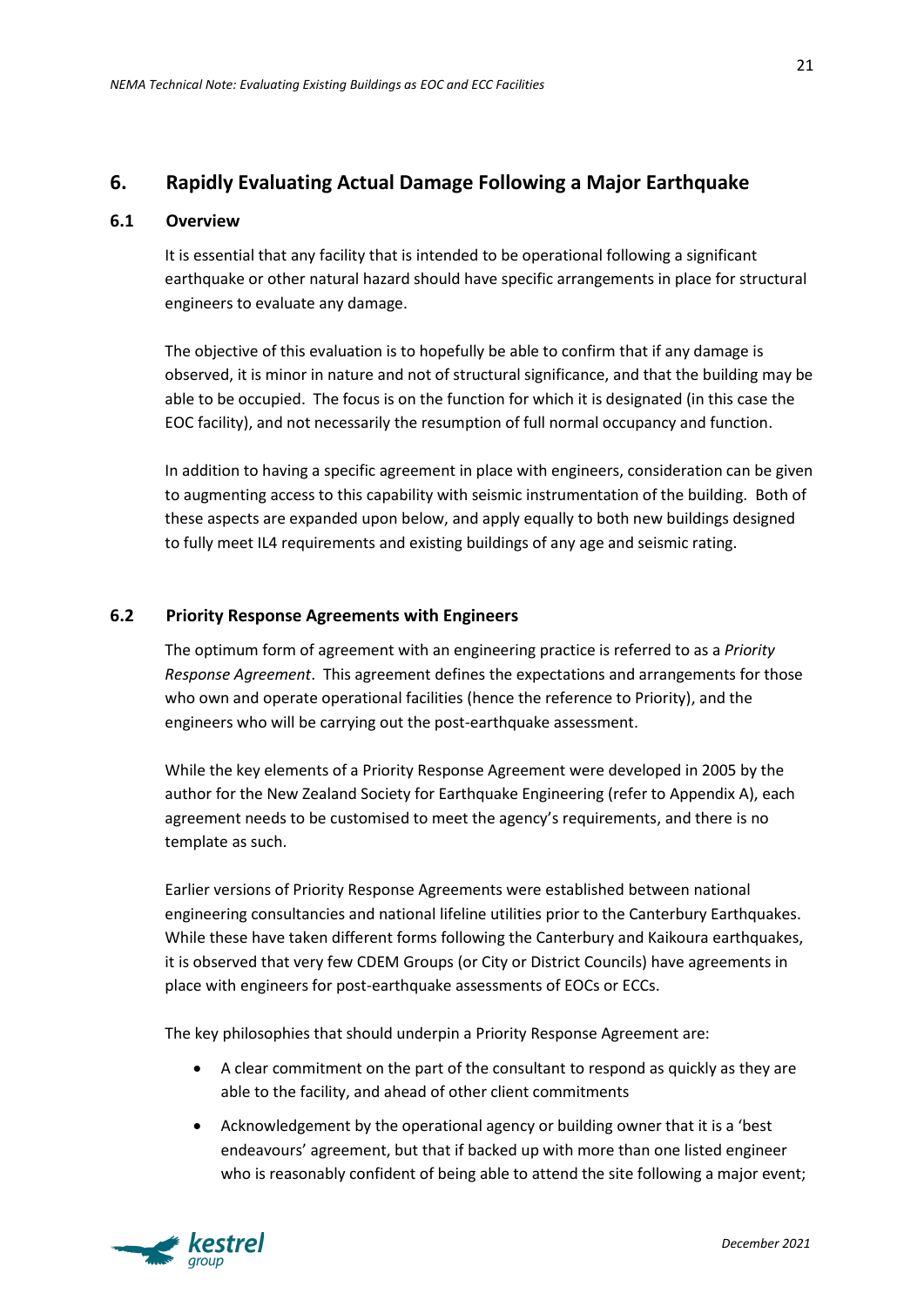## 6. Rapidly Evaluating Actual Damage Following a Major Earthquake

### 6.1 Overview

It is essential that any facility that is intended to be operational following a significant earthquake or other natural hazard should have specific arrangements in place for structural engineers to evaluate any damage.

The objective of this evaluation is to hopefully be able to confirm that if any damage is observed, it is minor in nature and not of structural significance, and that the building may be able to be occupied. The focus is on the function for which it is designated (in this case the EOC facility), and not necessarily the resumption of full normal occupancy and function.

In addition to having a specific agreement in place with engineers, consideration can be given to augmenting access to this capability with seismic instrumentation of the building. Both of these aspects are expanded upon below, and apply equally to both new buildings designed to fully meet IL4 requirements and existing buildings of any age and seismic rating.

### 6.2 Priority Response Agreements with Engineers

The optimum form of agreement with an engineering practice is referred to as a *Priority Response Agreement*. This agreement defines the expectations and arrangements for those who own and operate operational facilities (hence the reference to Priority), and the engineers who will be carrying out the post-earthquake assessment.

While the key elements of a Priority Response Agreement were developed in 2005 by the author for the New Zealand Society for Earthquake Engineering (refer to Appendix A), each agreement needs to be customised to meet the agency's requirements, and there is no template as such.

Earlier versions of Priority Response Agreements were established between national engineering consultancies and national lifeline utilities prior to the Canterbury Earthquakes. While these have taken different forms following the Canterbury and Kaikoura earthquakes, it is observed that very few CDEM Groups (or City or District Councils) have agreements in place with engineers for post-earthquake assessments of EOCs or ECCs.

The key philosophies that should underpin a Priority Response Agreement are:

- A clear commitment on the part of the consultant to respond as quickly as they are able to the facility, and ahead of other client commitments
- Acknowledgement by the operational agency or building owner that it is a 'best endeavours' agreement, but that if backed up with more than one listed engineer who is reasonably confident of being able to attend the site following a major event;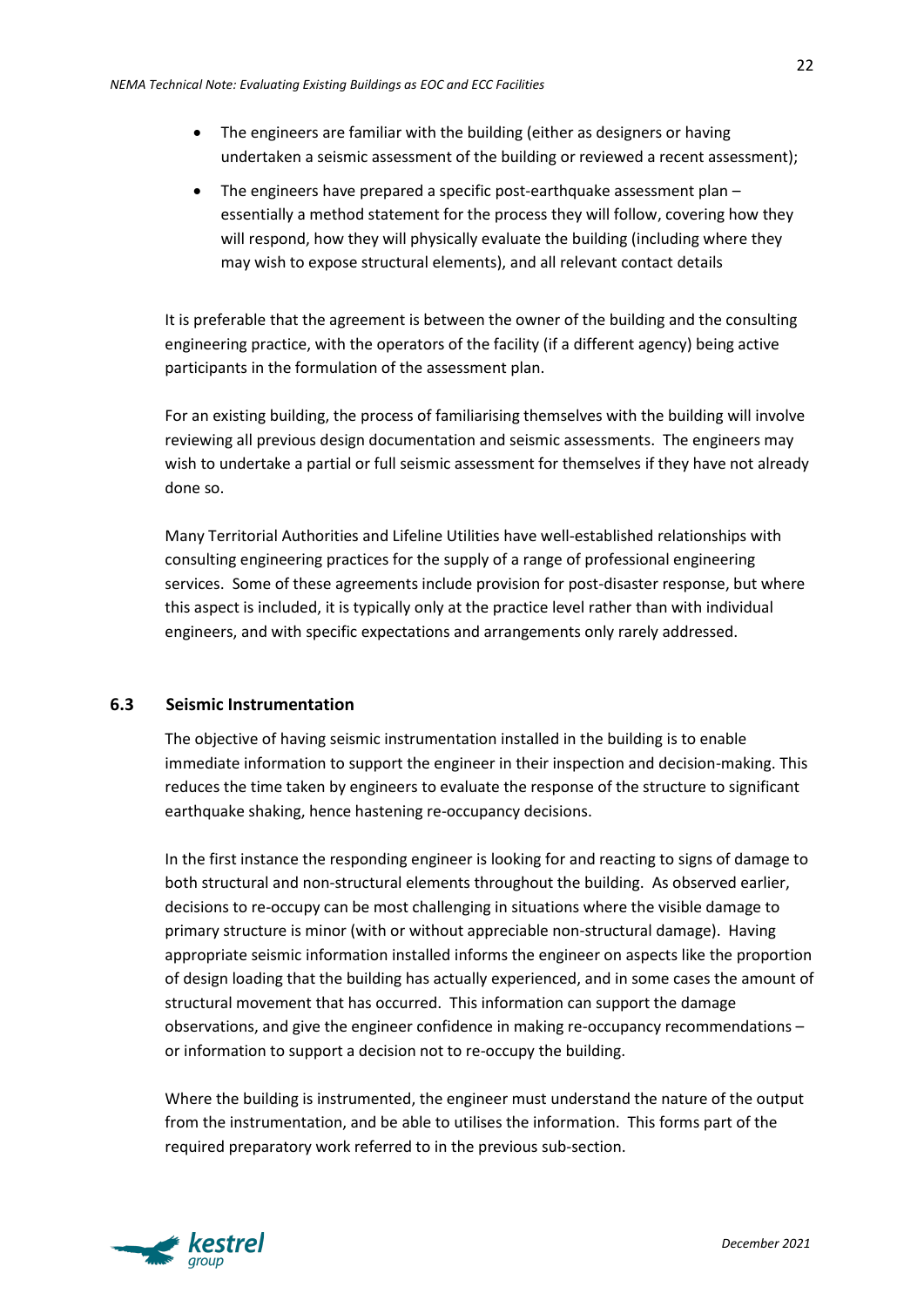- The engineers are familiar with the building (either as designers or having undertaken a seismic assessment of the building or reviewed a recent assessment);
- The engineers have prepared a specific post-earthquake assessment plan – essentially a method statement for the process they will follow, covering how they will respond, how they will physically evaluate the building (including where they may wish to expose structural elements), and all relevant contact details

It is preferable that the agreement is between the owner of the building and the consulting engineering practice, with the operators of the facility (if a different agency) being active participants in the formulation of the assessment plan.

For an existing building, the process of familiarising themselves with the building will involve reviewing all previous design documentation and seismic assessments. The engineers may wish to undertake a partial or full seismic assessment for themselves if they have not already done so.

Many Territorial Authorities and Lifeline Utilities have well-established relationships with consulting engineering practices for the supply of a range of professional engineering services. Some of these agreements include provision for post-disaster response, but where this aspect is included, it is typically only at the practice level rather than with individual engineers, and with specific expectations and arrangements only rarely addressed.

### 6.3 Seismic Instrumentation

The objective of having seismic instrumentation installed in the building is to enable immediate information to support the engineer in their inspection and decision-making. This reduces the time taken by engineers to evaluate the response of the structure to significant earthquake shaking, hence hastening re-occupancy decisions.

In the first instance the responding engineer is looking for and reacting to signs of damage to both structural and non-structural elements throughout the building. As observed earlier, decisions to re-occupy can be most challenging in situations where the visible damage to primary structure is minor (with or without appreciable non-structural damage). Having appropriate seismic information installed informs the engineer on aspects like the proportion of design loading that the building has actually experienced, and in some cases the amount of structural movement that has occurred. This information can support the damage observations, and give the engineer confidence in making re-occupancy recommendations – or information to support a decision not to re-occupy the building.

Where the building is instrumented, the engineer must understand the nature of the output from the instrumentation, and be able to utilises the information. This forms part of the required preparatory work referred to in the previous sub-section.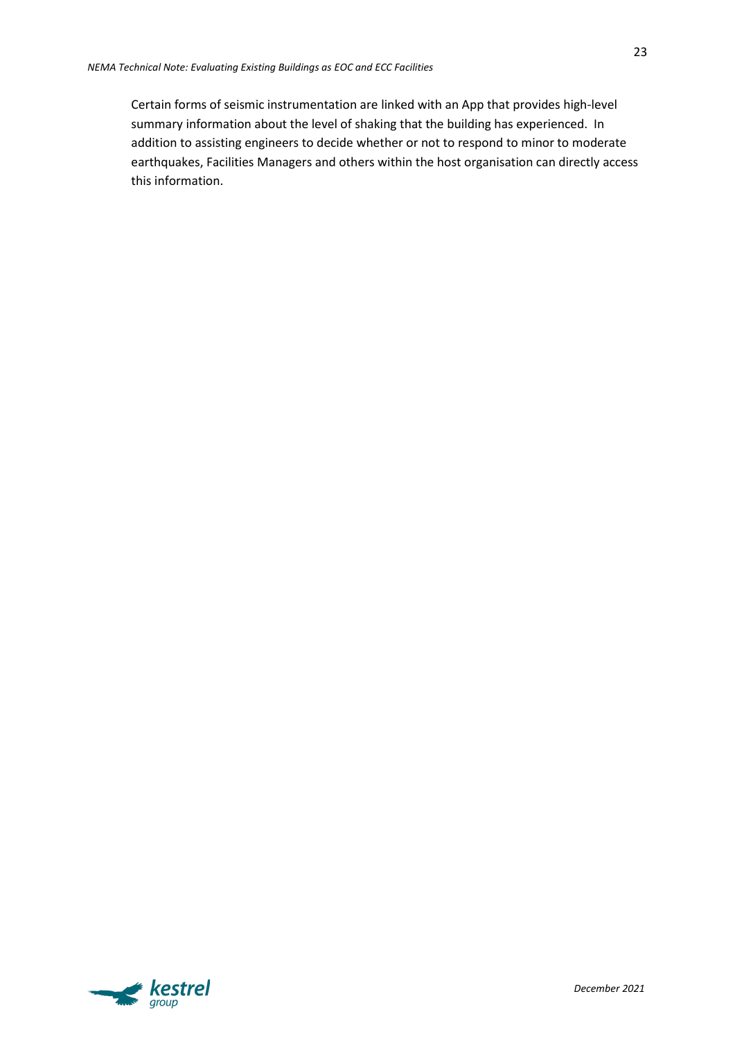Certain forms of seismic instrumentation are linked with an App that provides high-level summary information about the level of shaking that the building has experienced. In addition to assisting engineers to decide whether or not to respond to minor to moderate earthquakes, Facilities Managers and others within the host organisation can directly access this information.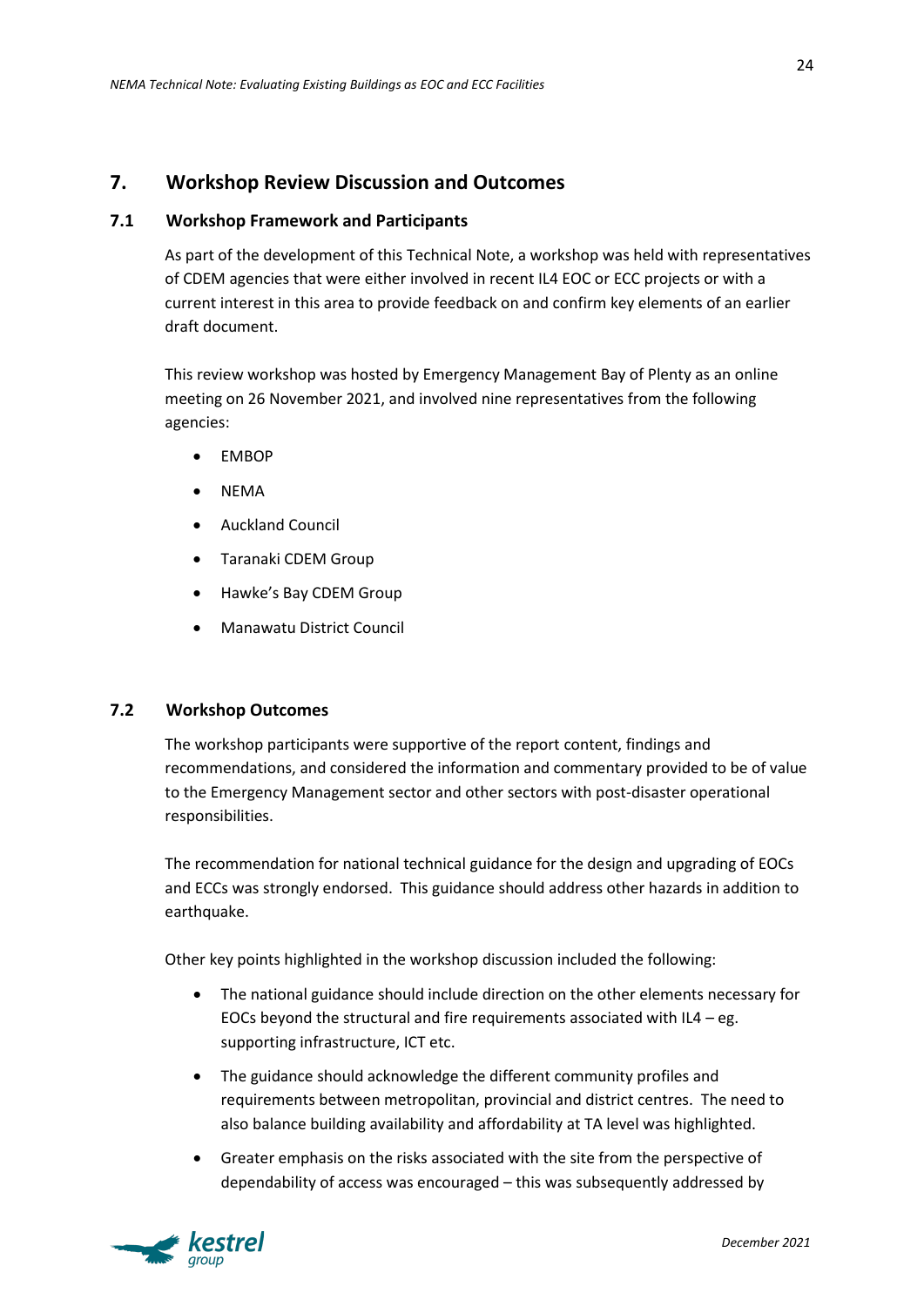## 7. Workshop Review Discussion and Outcomes

### 7.1 Workshop Framework and Participants

As part of the development of this Technical Note, a workshop was held with representatives of CDEM agencies that were either involved in recent IL4 EOC or ECC projects or with a current interest in this area to provide feedback on and confirm key elements of an earlier draft document.

This review workshop was hosted by Emergency Management Bay of Plenty as an online meeting on 26 November 2021, and involved nine representatives from the following agencies:

- EMBOP
- NEMA
- Auckland Council
- Taranaki CDEM Group
- Hawke's Bay CDEM Group
- Manawatu District Council

### 7.2 Workshop Outcomes

The workshop participants were supportive of the report content, findings and recommendations, and considered the information and commentary provided to be of value to the Emergency Management sector and other sectors with post-disaster operational responsibilities.

The recommendation for national technical guidance for the design and upgrading of EOCs and ECCs was strongly endorsed. This guidance should address other hazards in addition to earthquake.

Other key points highlighted in the workshop discussion included the following:

- The national guidance should include direction on the other elements necessary for EOCs beyond the structural and fire requirements associated with IL4 – eg. supporting infrastructure, ICT etc.
- The guidance should acknowledge the different community profiles and requirements between metropolitan, provincial and district centres. The need to also balance building availability and affordability at TA level was highlighted.
- Greater emphasis on the risks associated with the site from the perspective of dependability of access was encouraged – this was subsequently addressed by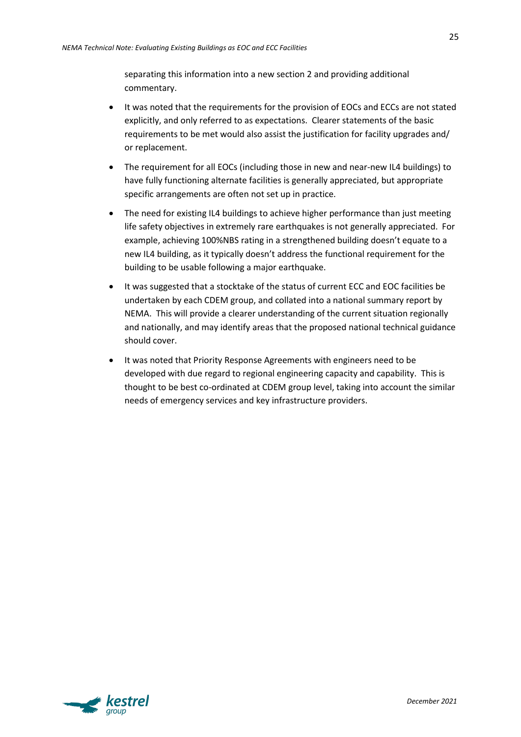separating this information into a new section 2 and providing additional commentary.

- It was noted that the requirements for the provision of EOCs and ECCs are not stated explicitly, and only referred to as expectations. Clearer statements of the basic requirements to be met would also assist the justification for facility upgrades and/ or replacement.
- The requirement for all EOCs (including those in new and near-new IL4 buildings) to have fully functioning alternate facilities is generally appreciated, but appropriate specific arrangements are often not set up in practice.
- The need for existing IL4 buildings to achieve higher performance than just meeting life safety objectives in extremely rare earthquakes is not generally appreciated. For example, achieving 100%NBS rating in a strengthened building doesn't equate to a new IL4 building, as it typically doesn't address the functional requirement for the building to be usable following a major earthquake.
- It was suggested that a stocktake of the status of current ECC and EOC facilities be undertaken by each CDEM group, and collated into a national summary report by NEMA. This will provide a clearer understanding of the current situation regionally and nationally, and may identify areas that the proposed national technical guidance should cover.
- It was noted that Priority Response Agreements with engineers need to be developed with due regard to regional engineering capacity and capability. This is thought to be best co-ordinated at CDEM group level, taking into account the similar needs of emergency services and key infrastructure providers.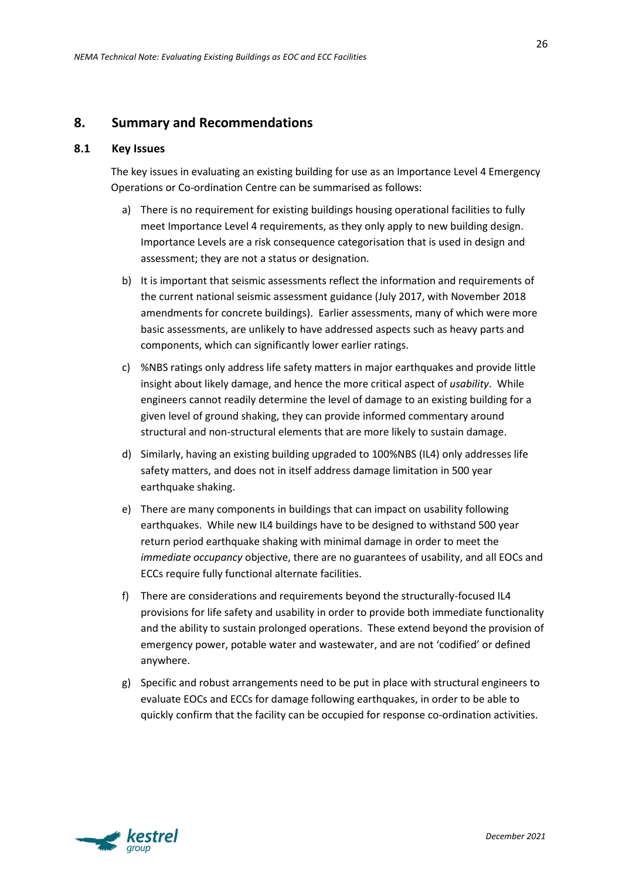## 8. Summary and Recommendations

### 8.1 Key Issues

The key issues in evaluating an existing building for use as an Importance Level 4 Emergency Operations or Co-ordination Centre can be summarised as follows:

a) There is no requirement for existing buildings housing operational facilities to fully meet Importance Level 4 requirements, as they only apply to new building design. Importance Levels are a risk consequence categorisation that is used in design and assessment; they are not a status or designation.

b) It is important that seismic assessments reflect the information and requirements of the current national seismic assessment guidance (July 2017, with November 2018 amendments for concrete buildings). Earlier assessments, many of which were more basic assessments, are unlikely to have addressed aspects such as heavy parts and components, which can significantly lower earlier ratings.

c) %NBS ratings only address life safety matters in major earthquakes and provide little insight about likely damage, and hence the more critical aspect of *usability*. While engineers cannot readily determine the level of damage to an existing building for a given level of ground shaking, they can provide informed commentary around structural and non-structural elements that are more likely to sustain damage.

d) Similarly, having an existing building upgraded to 100%NBS (IL4) only addresses life safety matters, and does not in itself address damage limitation in 500 year earthquake shaking.

e) There are many components in buildings that can impact on usability following earthquakes. While new IL4 buildings have to be designed to withstand 500 year return period earthquake shaking with minimal damage in order to meet the *immediate occupancy* objective, there are no guarantees of usability, and all EOCs and ECCs require fully functional alternate facilities.

f) There are considerations and requirements beyond the structurally-focused IL4 provisions for life safety and usability in order to provide both immediate functionality and the ability to sustain prolonged operations. These extend beyond the provision of emergency power, potable water and wastewater, and are not 'codified' or defined anywhere.

g) Specific and robust arrangements need to be put in place with structural engineers to evaluate EOCs and ECCs for damage following earthquakes, in order to be able to quickly confirm that the facility can be occupied for response co-ordination activities.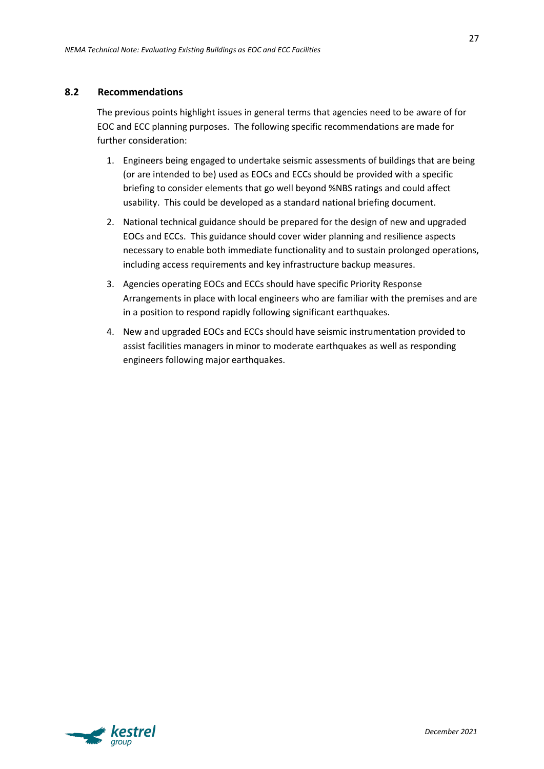## 8.2 Recommendations

The previous points highlight issues in general terms that agencies need to be aware of for EOC and ECC planning purposes. The following specific recommendations are made for further consideration:

1. Engineers being engaged to undertake seismic assessments of buildings that are being (or are intended to be) used as EOCs and ECCs should be provided with a specific briefing to consider elements that go well beyond %NBS ratings and could affect usability. This could be developed as a standard national briefing document.

2. National technical guidance should be prepared for the design of new and upgraded EOCs and ECCs. This guidance should cover wider planning and resilience aspects necessary to enable both immediate functionality and to sustain prolonged operations, including access requirements and key infrastructure backup measures.

3. Agencies operating EOCs and ECCs should have specific Priority Response Arrangements in place with local engineers who are familiar with the premises and are in a position to respond rapidly following significant earthquakes.

4. New and upgraded EOCs and ECCs should have seismic instrumentation provided to assist facilities managers in minor to moderate earthquakes as well as responding engineers following major earthquakes.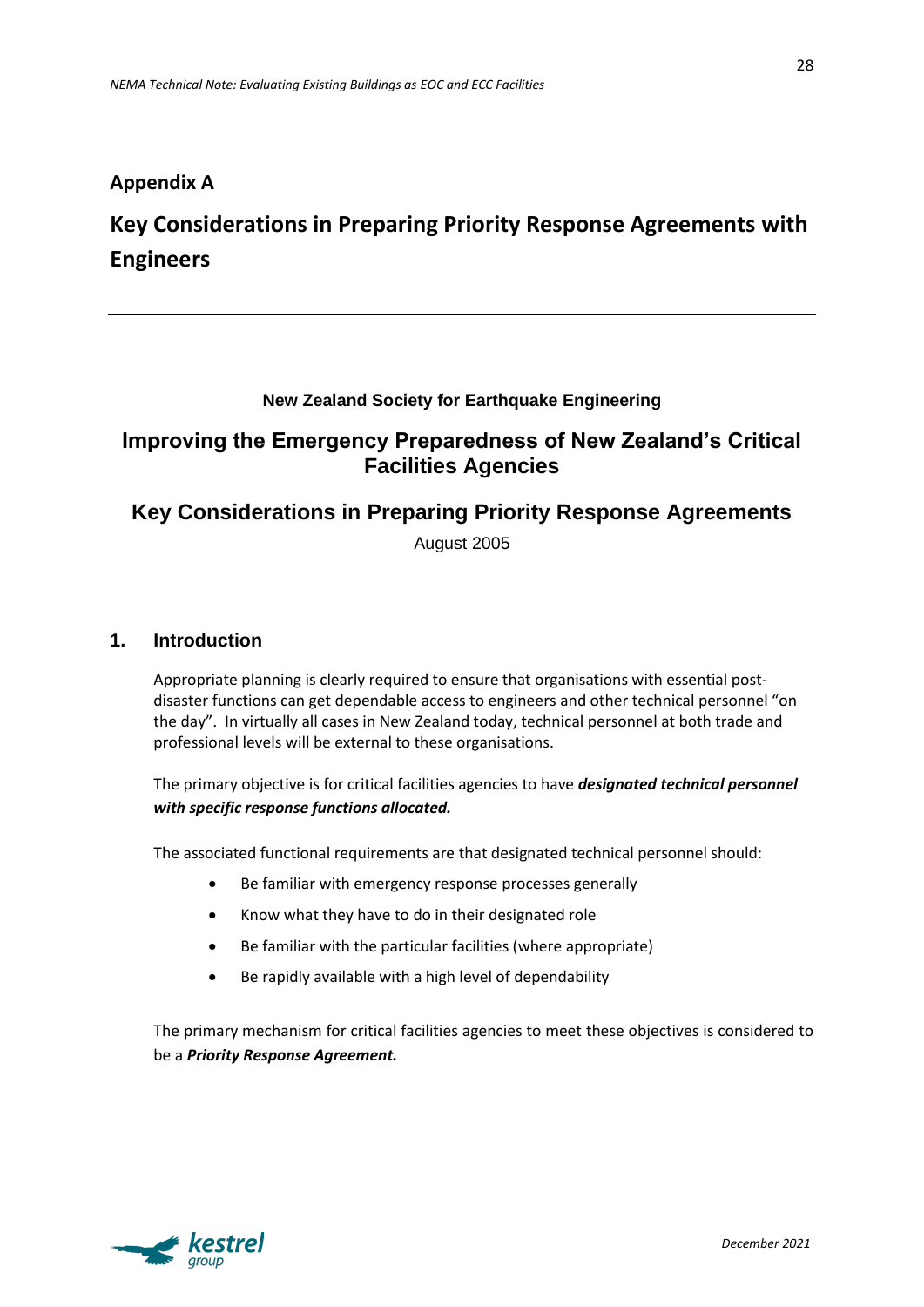# Appendix A

# Key Considerations in Preparing Priority Response Agreements with Engineers

**New Zealand Society for Earthquake Engineering**

## Improving the Emergency Preparedness of New Zealand's Critical Facilities Agencies

## Key Considerations in Preparing Priority Response Agreements

August 2005

### 1. Introduction

Appropriate planning is clearly required to ensure that organisations with essential post-disaster functions can get dependable access to engineers and other technical personnel "on the day". In virtually all cases in New Zealand today, technical personnel at both trade and professional levels will be external to these organisations.

The primary objective is for critical facilities agencies to have ***designated technical personnel with specific response functions allocated.***

The associated functional requirements are that designated technical personnel should:

- Be familiar with emergency response processes generally
- Know what they have to do in their designated role
- Be familiar with the particular facilities (where appropriate)
- Be rapidly available with a high level of dependability

The primary mechanism for critical facilities agencies to meet these objectives is considered to be a ***Priority Response Agreement.***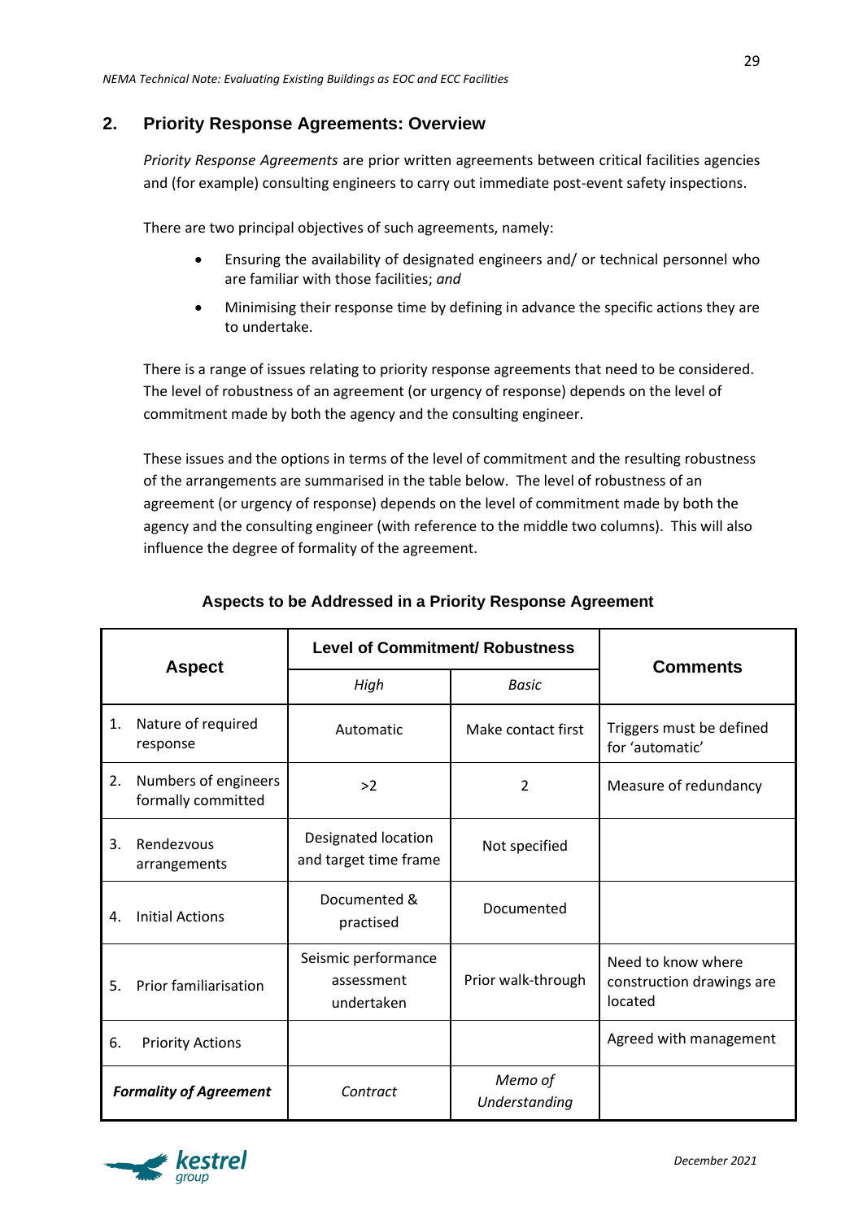## 2. Priority Response Agreements: Overview

*Priority Response Agreements* are prior written agreements between critical facilities agencies and (for example) consulting engineers to carry out immediate post-event safety inspections.

There are two principal objectives of such agreements, namely:

- Ensuring the availability of designated engineers and/ or technical personnel who are familiar with those facilities; *and*
- Minimising their response time by defining in advance the specific actions they are to undertake.

There is a range of issues relating to priority response agreements that need to be considered. The level of robustness of an agreement (or urgency of response) depends on the level of commitment made by both the agency and the consulting engineer.

These issues and the options in terms of the level of commitment and the resulting robustness of the arrangements are summarised in the table below. The level of robustness of an agreement (or urgency of response) depends on the level of commitment made by both the agency and the consulting engineer (with reference to the middle two columns). This will also influence the degree of formality of the agreement.

**Aspects to be Addressed in a Priority Response Agreement**

| Aspect | Level of Commitment/ Robustness | | Comments |
|---|---|---|---|
| | *High* | *Basic* | |
| 1. Nature of required response | Automatic | Make contact first | Triggers must be defined for 'automatic' |
| 2. Numbers of engineers formally committed | >2 | 2 | Measure of redundancy |
| 3. Rendezvous arrangements | Designated location and target time frame | Not specified | |
| 4. Initial Actions | Documented & practised | Documented | |
| 5. Prior familiarisation | Seismic performance assessment undertaken | Prior walk-through | Need to know where construction drawings are located |
| 6. Priority Actions | | | Agreed with management |
| ***Formality of Agreement*** | *Contract* | *Memo of Understanding* | |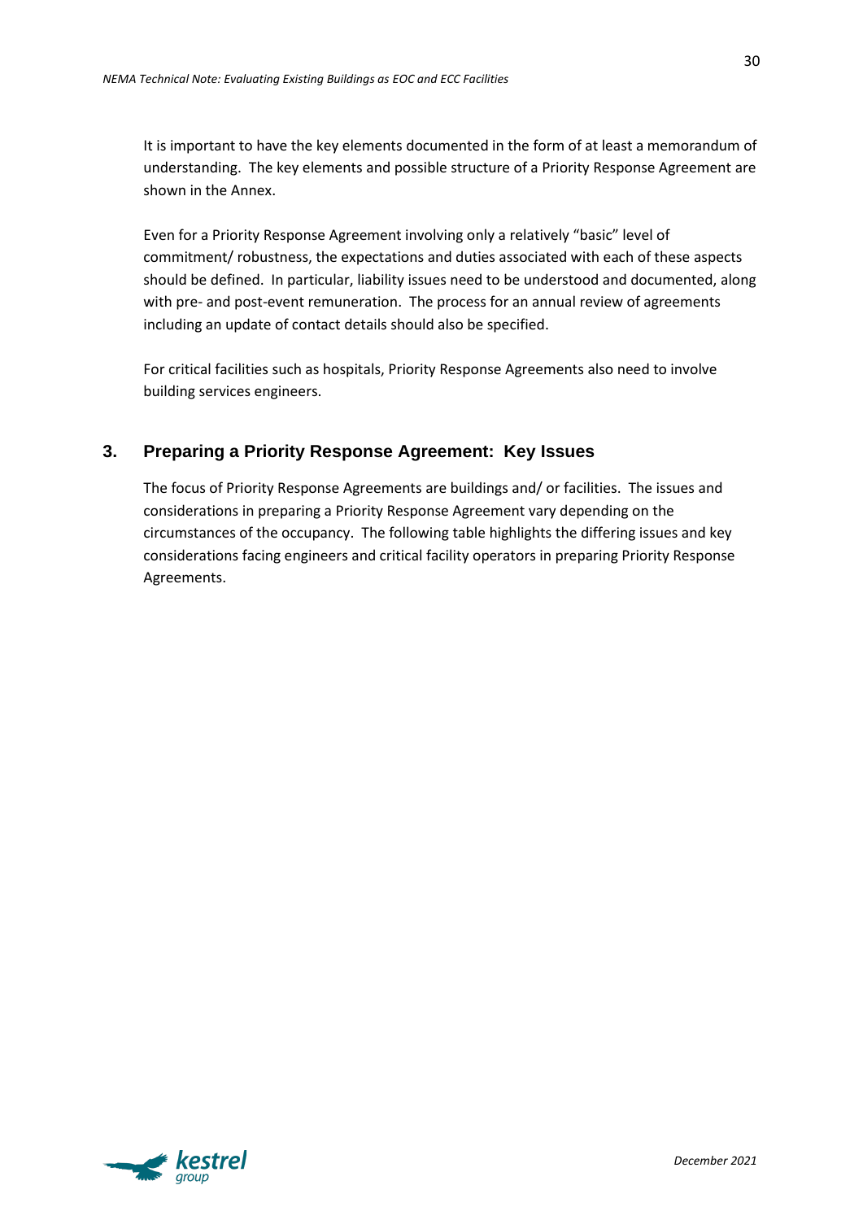It is important to have the key elements documented in the form of at least a memorandum of understanding. The key elements and possible structure of a Priority Response Agreement are shown in the Annex.

Even for a Priority Response Agreement involving only a relatively "basic" level of commitment/ robustness, the expectations and duties associated with each of these aspects should be defined. In particular, liability issues need to be understood and documented, along with pre- and post-event remuneration. The process for an annual review of agreements including an update of contact details should also be specified.

For critical facilities such as hospitals, Priority Response Agreements also need to involve building services engineers.

## 3. Preparing a Priority Response Agreement: Key Issues

The focus of Priority Response Agreements are buildings and/ or facilities. The issues and considerations in preparing a Priority Response Agreement vary depending on the circumstances of the occupancy. The following table highlights the differing issues and key considerations facing engineers and critical facility operators in preparing Priority Response Agreements.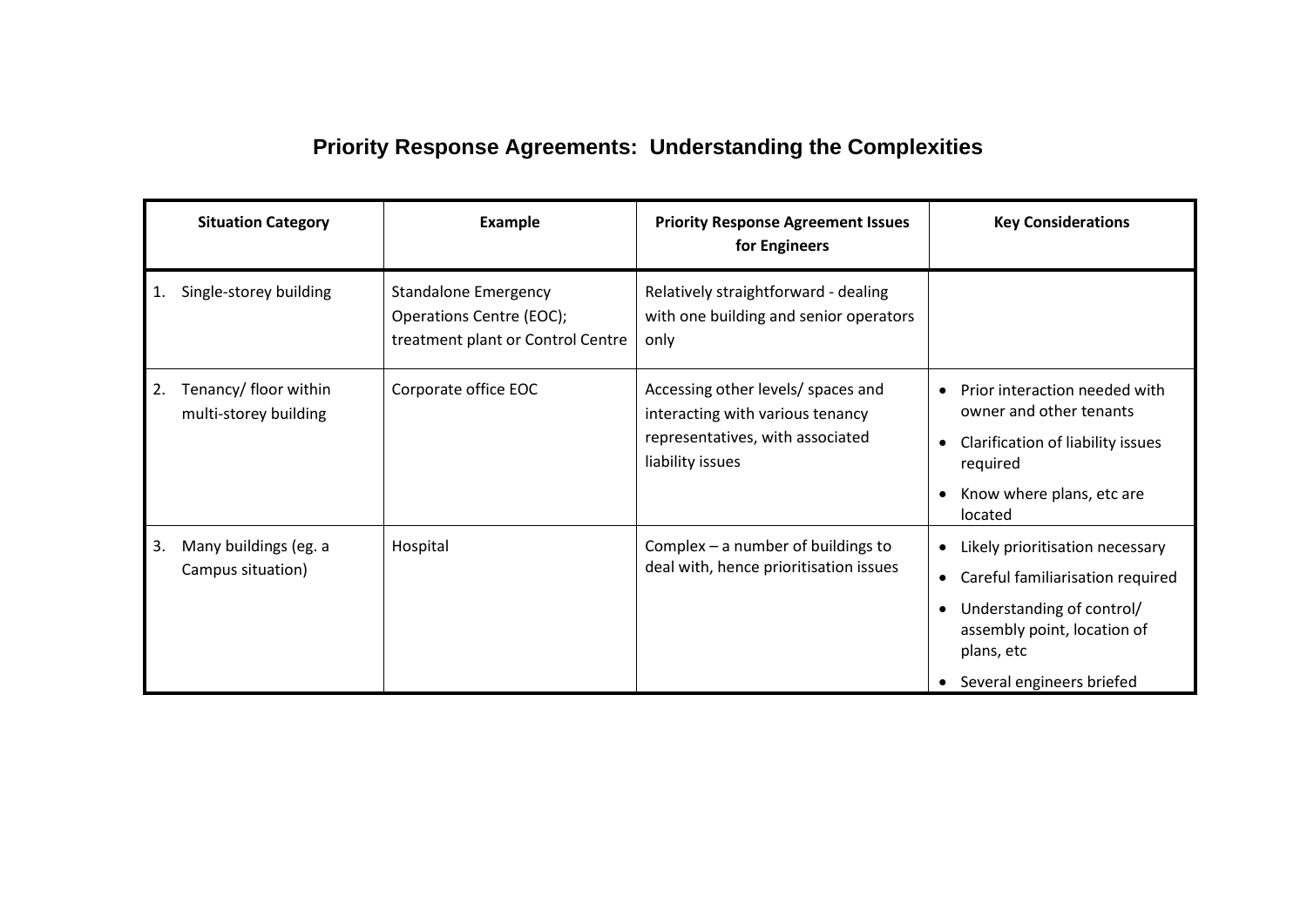# Priority Response Agreements: Understanding the Complexities

| Situation Category | Example | Priority Response Agreement Issues for Engineers | Key Considerations |
|---|---|---|---|
| 1. Single-storey building | Standalone Emergency Operations Centre (EOC); treatment plant or Control Centre | Relatively straightforward - dealing with one building and senior operators only | |
| 2. Tenancy/ floor within multi-storey building | Corporate office EOC | Accessing other levels/ spaces and interacting with various tenancy representatives, with associated liability issues | • Prior interaction needed with owner and other tenants<br>• Clarification of liability issues required<br>• Know where plans, etc are located |
| 3. Many buildings (eg. a Campus situation) | Hospital | Complex – a number of buildings to deal with, hence prioritisation issues | • Likely prioritisation necessary<br>• Careful familiarisation required<br>• Understanding of control/ assembly point, location of plans, etc<br>• Several engineers briefed |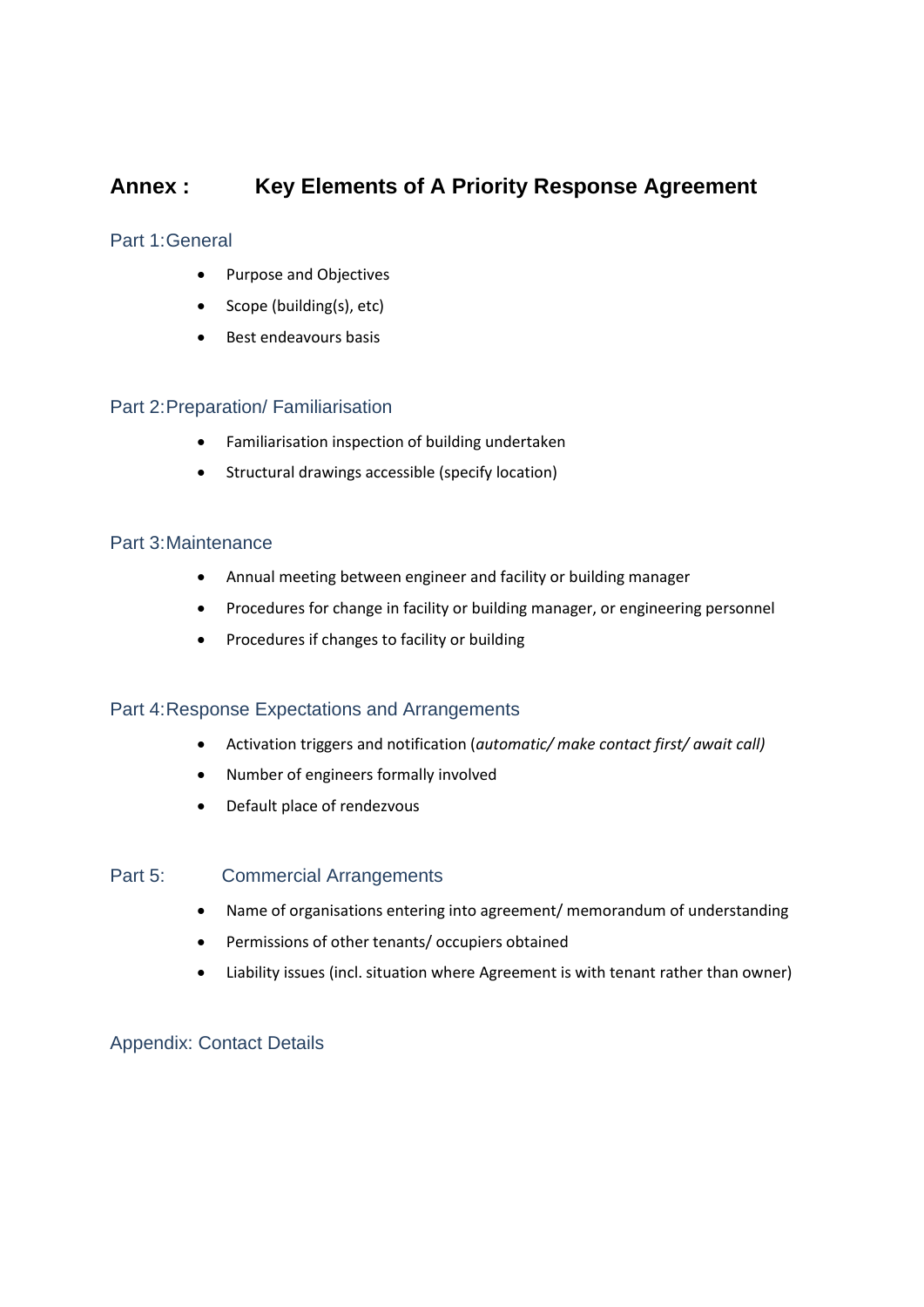# Annex : Key Elements of A Priority Response Agreement

## Part 1: General

- Purpose and Objectives
- Scope (building(s), etc)
- Best endeavours basis

## Part 2: Preparation/ Familiarisation

- Familiarisation inspection of building undertaken
- Structural drawings accessible (specify location)

## Part 3: Maintenance

- Annual meeting between engineer and facility or building manager
- Procedures for change in facility or building manager, or engineering personnel
- Procedures if changes to facility or building

## Part 4: Response Expectations and Arrangements

- Activation triggers and notification (*automatic/ make contact first/ await call)*
- Number of engineers formally involved
- Default place of rendezvous

## Part 5: Commercial Arrangements

- Name of organisations entering into agreement/ memorandum of understanding
- Permissions of other tenants/ occupiers obtained
- Liability issues (incl. situation where Agreement is with tenant rather than owner)

## Appendix: Contact Details